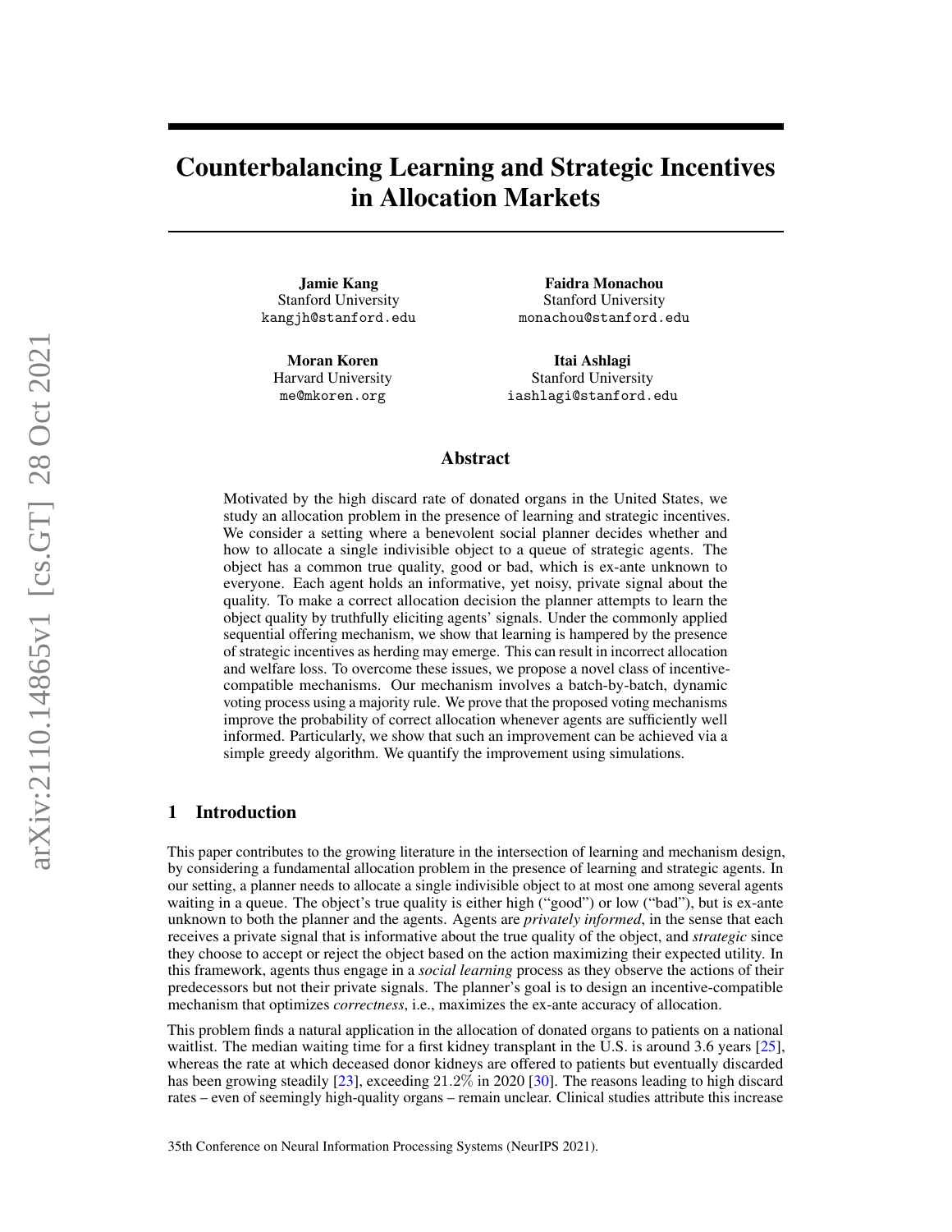# Counterbalancing Learning and Strategic Incentives in Allocation Markets

**Jamie Kang**
Stanford University
kangjh@stanford.edu

**Faidra Monachou**
Stanford University
monachou@stanford.edu

**Moran Koren**
Harvard University
me@mkoren.org

**Itai Ashlagi**
Stanford University
iashlagi@stanford.edu

## Abstract

Motivated by the high discard rate of donated organs in the United States, we study an allocation problem in the presence of learning and strategic incentives. We consider a setting where a benevolent social planner decides whether and how to allocate a single indivisible object to a queue of strategic agents. The object has a common true quality, good or bad, which is ex-ante unknown to everyone. Each agent holds an informative, yet noisy, private signal about the quality. To make a correct allocation decision the planner attempts to learn the object quality by truthfully eliciting agents' signals. Under the commonly applied sequential offering mechanism, we show that learning is hampered by the presence of strategic incentives as herding may emerge. This can result in incorrect allocation and welfare loss. To overcome these issues, we propose a novel class of incentive-compatible mechanisms. Our mechanism involves a batch-by-batch, dynamic voting process using a majority rule. We prove that the proposed voting mechanisms improve the probability of correct allocation whenever agents are sufficiently well informed. Particularly, we show that such an improvement can be achieved via a simple greedy algorithm. We quantify the improvement using simulations.

## 1 Introduction

This paper contributes to the growing literature in the intersection of learning and mechanism design, by considering a fundamental allocation problem in the presence of learning and strategic agents. In our setting, a planner needs to allocate a single indivisible object to at most one among several agents waiting in a queue. The object's true quality is either high ("good") or low ("bad"), but is ex-ante unknown to both the planner and the agents. Agents are *privately informed*, in the sense that each receives a private signal that is informative about the true quality of the object, and *strategic* since they choose to accept or reject the object based on the action maximizing their expected utility. In this framework, agents thus engage in a *social learning* process as they observe the actions of their predecessors but not their private signals. The planner's goal is to design an incentive-compatible mechanism that optimizes *correctness*, i.e., maximizes the ex-ante accuracy of allocation.

This problem finds a natural application in the allocation of donated organs to patients on a national waitlist. The median waiting time for a first kidney transplant in the U.S. is around 3.6 years [25], whereas the rate at which deceased donor kidneys are offered to patients but eventually discarded has been growing steadily [23], exceeding 21.2% in 2020 [30]. The reasons leading to high discard rates – even of seemingly high-quality organs – remain unclear. Clinical studies attribute this increase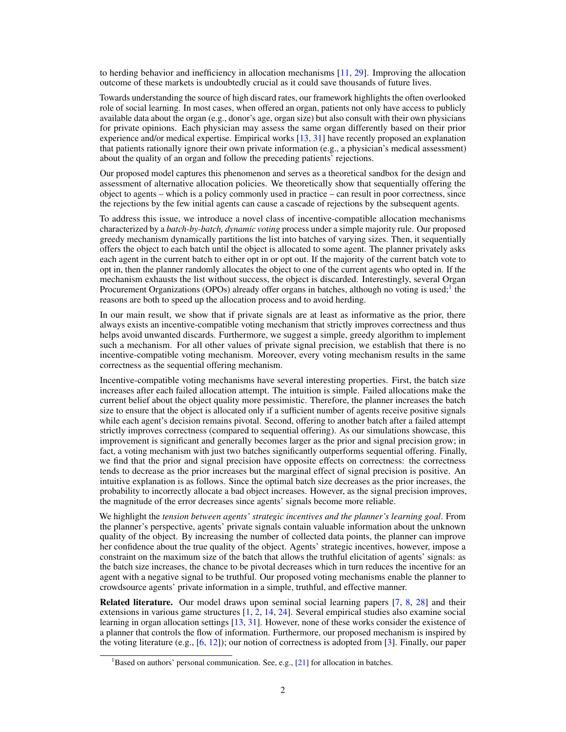to herding behavior and inefficiency in allocation mechanisms [11, 29]. Improving the allocation outcome of these markets is undoubtedly crucial as it could save thousands of future lives.

Towards understanding the source of high discard rates, our framework highlights the often overlooked role of social learning. In most cases, when offered an organ, patients not only have access to publicly available data about the organ (e.g., donor's age, organ size) but also consult with their own physicians for private opinions. Each physician may assess the same organ differently based on their prior experience and/or medical expertise. Empirical works [13, 31] have recently proposed an explanation that patients rationally ignore their own private information (e.g., a physician's medical assessment) about the quality of an organ and follow the preceding patients' rejections.

Our proposed model captures this phenomenon and serves as a theoretical sandbox for the design and assessment of alternative allocation policies. We theoretically show that sequentially offering the object to agents – which is a policy commonly used in practice – can result in poor correctness, since the rejections by the few initial agents can cause a cascade of rejections by the subsequent agents.

To address this issue, we introduce a novel class of incentive-compatible allocation mechanisms characterized by a *batch-by-batch, dynamic voting* process under a simple majority rule. Our proposed greedy mechanism dynamically partitions the list into batches of varying sizes. Then, it sequentially offers the object to each batch until the object is allocated to some agent. The planner privately asks each agent in the current batch to either opt in or opt out. If the majority of the current batch vote to opt in, then the planner randomly allocates the object to one of the current agents who opted in. If the mechanism exhausts the list without success, the object is discarded. Interestingly, several Organ Procurement Organizations (OPOs) already offer organs in batches, although no voting is used;[1] the reasons are both to speed up the allocation process and to avoid herding.

In our main result, we show that if private signals are at least as informative as the prior, there always exists an incentive-compatible voting mechanism that strictly improves correctness and thus helps avoid unwanted discards. Furthermore, we suggest a simple, greedy algorithm to implement such a mechanism. For all other values of private signal precision, we establish that there is no incentive-compatible voting mechanism. Moreover, every voting mechanism results in the same correctness as the sequential offering mechanism.

Incentive-compatible voting mechanisms have several interesting properties. First, the batch size increases after each failed allocation attempt. The intuition is simple. Failed allocations make the current belief about the object quality more pessimistic. Therefore, the planner increases the batch size to ensure that the object is allocated only if a sufficient number of agents receive positive signals while each agent's decision remains pivotal. Second, offering to another batch after a failed attempt strictly improves correctness (compared to sequential offering). As our simulations showcase, this improvement is significant and generally becomes larger as the prior and signal precision grow; in fact, a voting mechanism with just two batches significantly outperforms sequential offering. Finally, we find that the prior and signal precision have opposite effects on correctness: the correctness tends to decrease as the prior increases but the marginal effect of signal precision is positive. An intuitive explanation is as follows. Since the optimal batch size decreases as the prior increases, the probability to incorrectly allocate a bad object increases. However, as the signal precision improves, the magnitude of the error decreases since agents' signals become more reliable.

We highlight the *tension between agents' strategic incentives and the planner's learning goal*. From the planner's perspective, agents' private signals contain valuable information about the unknown quality of the object. By increasing the number of collected data points, the planner can improve her confidence about the true quality of the object. Agents' strategic incentives, however, impose a constraint on the maximum size of the batch that allows the truthful elicitation of agents' signals: as the batch size increases, the chance to be pivotal decreases which in turn reduces the incentive for an agent with a negative signal to be truthful. Our proposed voting mechanisms enable the planner to crowdsource agents' private information in a simple, truthful, and effective manner.

**Related literature.** Our model draws upon seminal social learning papers [7, 8, 28] and their extensions in various game structures [1, 2, 14, 24]. Several empirical studies also examine social learning in organ allocation settings [13, 31]. However, none of these works consider the existence of a planner that controls the flow of information. Furthermore, our proposed mechanism is inspired by the voting literature (e.g., [6, 12]); our notion of correctness is adopted from [3]. Finally, our paper

[1] Based on authors' personal communication. See, e.g., [21] for allocation in batches.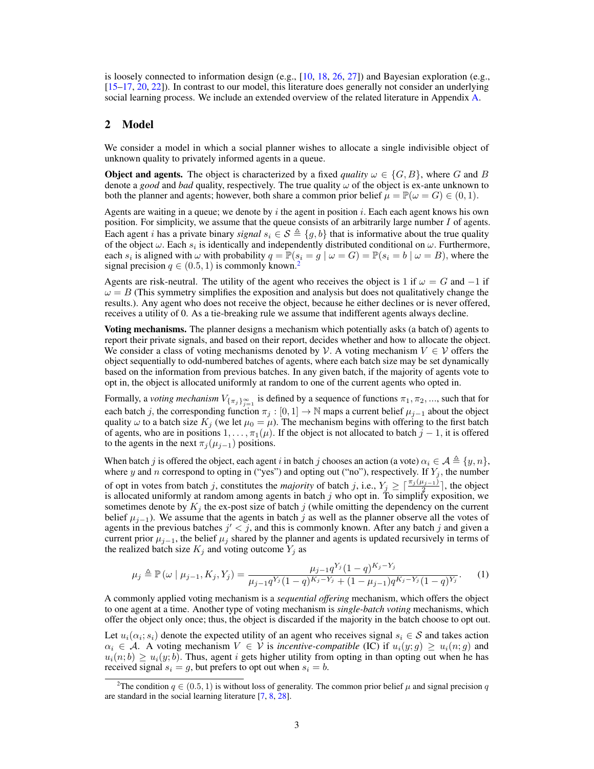is loosely connected to information design (e.g., [10, 18, 26, 27]) and Bayesian exploration (e.g., [15–17, 20, 22]). In contrast to our model, this literature does generally not consider an underlying social learning process. We include an extended overview of the related literature in Appendix A.

## 2 Model

We consider a model in which a social planner wishes to allocate a single indivisible object of unknown quality to privately informed agents in a queue.

**Object and agents.** The object is characterized by a fixed *quality* $\omega \in \{G, B\}$, where $G$ and $B$ denote a *good* and *bad* quality, respectively. The true quality $\omega$ of the object is ex-ante unknown to both the planner and agents; however, both share a common prior belief $\mu = \mathbb{P}(\omega = G) \in (0, 1)$.

Agents are waiting in a queue; we denote by $i$ the agent in position $i$. Each each agent knows his own position. For simplicity, we assume that the queue consists of an arbitrarily large number $I$ of agents. Each agent $i$ has a private binary *signal* $s_i \in \mathcal{S} \triangleq \{g, b\}$ that is informative about the true quality of the object $\omega$. Each $s_i$ is identically and independently distributed conditional on $\omega$. Furthermore, each $s_i$ is aligned with $\omega$ with probability $q = \mathbb{P}(s_i = g \mid \omega = G) = \mathbb{P}(s_i = b \mid \omega = B)$, where the signal precision $q \in (0.5, 1)$ is commonly known.[2]

Agents are risk-neutral. The utility of the agent who receives the object is 1 if $\omega = G$ and $-1$ if $\omega = B$ (This symmetry simplifies the exposition and analysis but does not qualitatively change the results.). Any agent who does not receive the object, because he either declines or is never offered, receives a utility of 0. As a tie-breaking rule we assume that indifferent agents always decline.

**Voting mechanisms.** The planner designs a mechanism which potentially asks (a batch of) agents to report their private signals, and based on their report, decides whether and how to allocate the object. We consider a class of voting mechanisms denoted by $\mathcal{V}$. A voting mechanism $V \in \mathcal{V}$ offers the object sequentially to odd-numbered batches of agents, where each batch size may be set dynamically based on the information from previous batches. In any given batch, if the majority of agents vote to opt in, the object is allocated uniformly at random to one of the current agents who opted in.

Formally, a *voting mechanism* $V_{\{\pi_j\}_{j=1}^{\infty}}$ is defined by a sequence of functions $\pi_1, \pi_2, ...$, such that for each batch $j$, the corresponding function $\pi_j : [0, 1] \to \mathbb{N}$ maps a current belief $\mu_{j-1}$ about the object quality $\omega$ to a batch size $K_j$ (we let $\mu_0 = \mu$). The mechanism begins with offering to the first batch of agents, who are in positions $1, \ldots, \pi_1(\mu)$. If the object is not allocated to batch $j - 1$, it is offered to the agents in the next $\pi_j(\mu_{j-1})$ positions.

When batch $j$ is offered the object, each agent $i$ in batch $j$ chooses an action (a vote) $\alpha_i \in \mathcal{A} \triangleq \{y, n\}$, where $y$ and $n$ correspond to opting in ("yes") and opting out ("no"), respectively. If $Y_j$, the number of opt in votes from batch $j$, constitutes the *majority* of batch $j$, i.e., $Y_j \geq \lceil \frac{\pi_j(\mu_{j-1})}{2} \rceil$, the object is allocated uniformly at random among agents in batch $j$ who opt in. To simplify exposition, we sometimes denote by $K_j$ the ex-post size of batch $j$ (while omitting the dependency on the current belief $\mu_{j-1}$). We assume that the agents in batch $j$ as well as the planner observe all the votes of agents in the previous batches $j' < j$, and this is commonly known. After any batch $j$ and given a current prior $\mu_{j-1}$, the belief $\mu_j$ shared by the planner and agents is updated recursively in terms of the realized batch size $K_j$ and voting outcome $Y_j$ as

$$\mu_j \triangleq \mathbb{P}(\omega \mid \mu_{j-1}, K_j, Y_j) = \frac{\mu_{j-1} q^{Y_j} (1-q)^{K_j - Y_j}}{\mu_{j-1} q^{Y_j} (1-q)^{K_j - Y_j} + (1 - \mu_{j-1}) q^{K_j - Y_j} (1-q)^{Y_j}}. \quad (1)$$

A commonly applied voting mechanism is a *sequential offering* mechanism, which offers the object to one agent at a time. Another type of voting mechanism is *single-batch voting* mechanisms, which offer the object only once; thus, the object is discarded if the majority in the batch choose to opt out.

Let $u_i(\alpha_i; s_i)$ denote the expected utility of an agent who receives signal $s_i \in \mathcal{S}$ and takes action $\alpha_i \in \mathcal{A}$. A voting mechanism $V \in \mathcal{V}$ is *incentive-compatible* (IC) if $u_i(y; g) \geq u_i(n; g)$ and $u_i(n; b) \geq u_i(y; b)$. Thus, agent $i$ gets higher utility from opting in than opting out when he has received signal $s_i = g$, but prefers to opt out when $s_i = b$.

---

[2] The condition $q \in (0.5, 1)$ is without loss of generality. The common prior belief $\mu$ and signal precision $q$ are standard in the social learning literature [7, 8, 28].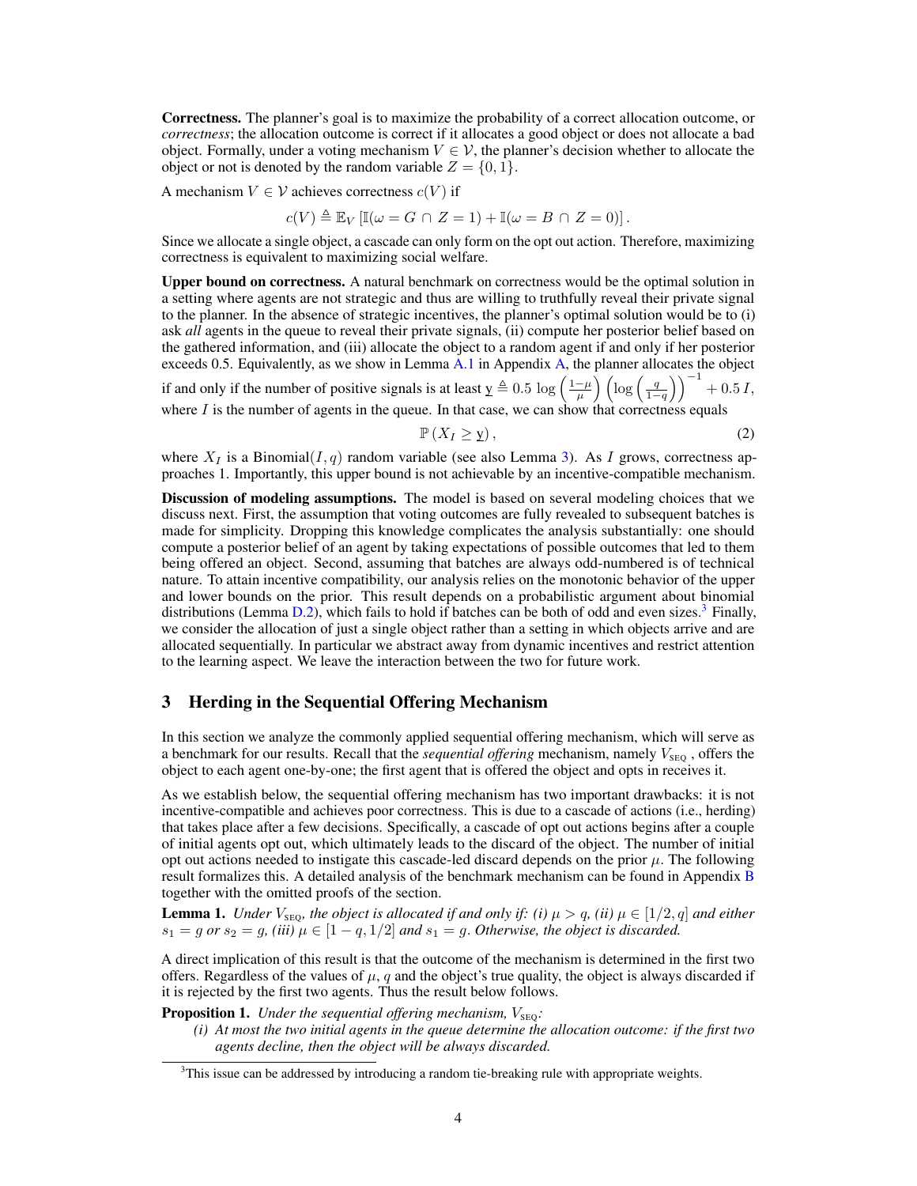**Correctness.** The planner's goal is to maximize the probability of a correct allocation outcome, or *correctness*; the allocation outcome is correct if it allocates a good object or does not allocate a bad object. Formally, under a voting mechanism $V \in \mathcal{V}$, the planner's decision whether to allocate the object or not is denoted by the random variable $Z = \{0, 1\}$.

A mechanism $V \in \mathcal{V}$ achieves correctness $c(V)$ if

$$c(V) \triangleq \mathbb{E}_V \left[\mathbb{I}(\omega = G \cap Z = 1) + \mathbb{I}(\omega = B \cap Z = 0)\right].$$

Since we allocate a single object, a cascade can only form on the opt out action. Therefore, maximizing correctness is equivalent to maximizing social welfare.

**Upper bound on correctness.** A natural benchmark on correctness would be the optimal solution in a setting where agents are not strategic and thus are willing to truthfully reveal their private signal to the planner. In the absence of strategic incentives, the planner's optimal solution would be to (i) ask *all* agents in the queue to reveal their private signals, (ii) compute her posterior belief based on the gathered information, and (iii) allocate the object to a random agent if and only if her posterior exceeds 0.5. Equivalently, as we show in Lemma A.1 in Appendix A, the planner allocates the object if and only if the number of positive signals is at least $\underline{y} \triangleq 0.5 \, \log\left(\frac{1-\mu}{\mu}\right) \left(\log\left(\frac{q}{1-q}\right)\right)^{-1} + 0.5 \, I$, where $I$ is the number of agents in the queue. In that case, we can show that correctness equals

$$\mathbb{P}\left(X_I \geq \underline{y}\right), \tag{2}$$

where $X_I$ is a Binomial$(I, q)$ random variable (see also Lemma 3). As $I$ grows, correctness approaches 1. Importantly, this upper bound is not achievable by an incentive-compatible mechanism.

**Discussion of modeling assumptions.** The model is based on several modeling choices that we discuss next. First, the assumption that voting outcomes are fully revealed to subsequent batches is made for simplicity. Dropping this knowledge complicates the analysis substantially: one should compute a posterior belief of an agent by taking expectations of possible outcomes that led to them being offered an object. Second, assuming that batches are always odd-numbered is of technical nature. To attain incentive compatibility, our analysis relies on the monotonic behavior of the upper and lower bounds on the prior. This result depends on a probabilistic argument about binomial distributions (Lemma D.2), which fails to hold if batches can be both of odd and even sizes.[3] Finally, we consider the allocation of just a single object rather than a setting in which objects arrive and are allocated sequentially. In particular we abstract away from dynamic incentives and restrict attention to the learning aspect. We leave the interaction between the two for future work.

## 3 Herding in the Sequential Offering Mechanism

In this section we analyze the commonly applied sequential offering mechanism, which will serve as a benchmark for our results. Recall that the *sequential offering* mechanism, namely $V_{\text{SEQ}}$, offers the object to each agent one-by-one; the first agent that is offered the object and opts in receives it.

As we establish below, the sequential offering mechanism has two important drawbacks: it is not incentive-compatible and achieves poor correctness. This is due to a cascade of actions (i.e., herding) that takes place after a few decisions. Specifically, a cascade of opt out actions begins after a couple of initial agents opt out, which ultimately leads to the discard of the object. The number of initial opt out actions needed to instigate this cascade-led discard depends on the prior $\mu$. The following result formalizes this. A detailed analysis of the benchmark mechanism can be found in Appendix B together with the omitted proofs of the section.

**Lemma 1.** *Under $V_{\text{SEQ}}$, the object is allocated if and only if: (i) $\mu > q$, (ii) $\mu \in [1/2, q]$ and either $s_1 = g$ or $s_2 = g$, (iii) $\mu \in [1-q, 1/2]$ and $s_1 = g$. Otherwise, the object is discarded.*

A direct implication of this result is that the outcome of the mechanism is determined in the first two offers. Regardless of the values of $\mu$, $q$ and the object's true quality, the object is always discarded if it is rejected by the first two agents. Thus the result below follows.

**Proposition 1.** *Under the sequential offering mechanism, $V_{\text{SEQ}}$:*

*(i) At most the two initial agents in the queue determine the allocation outcome: if the first two agents decline, then the object will be always discarded.*

[3] This issue can be addressed by introducing a random tie-breaking rule with appropriate weights.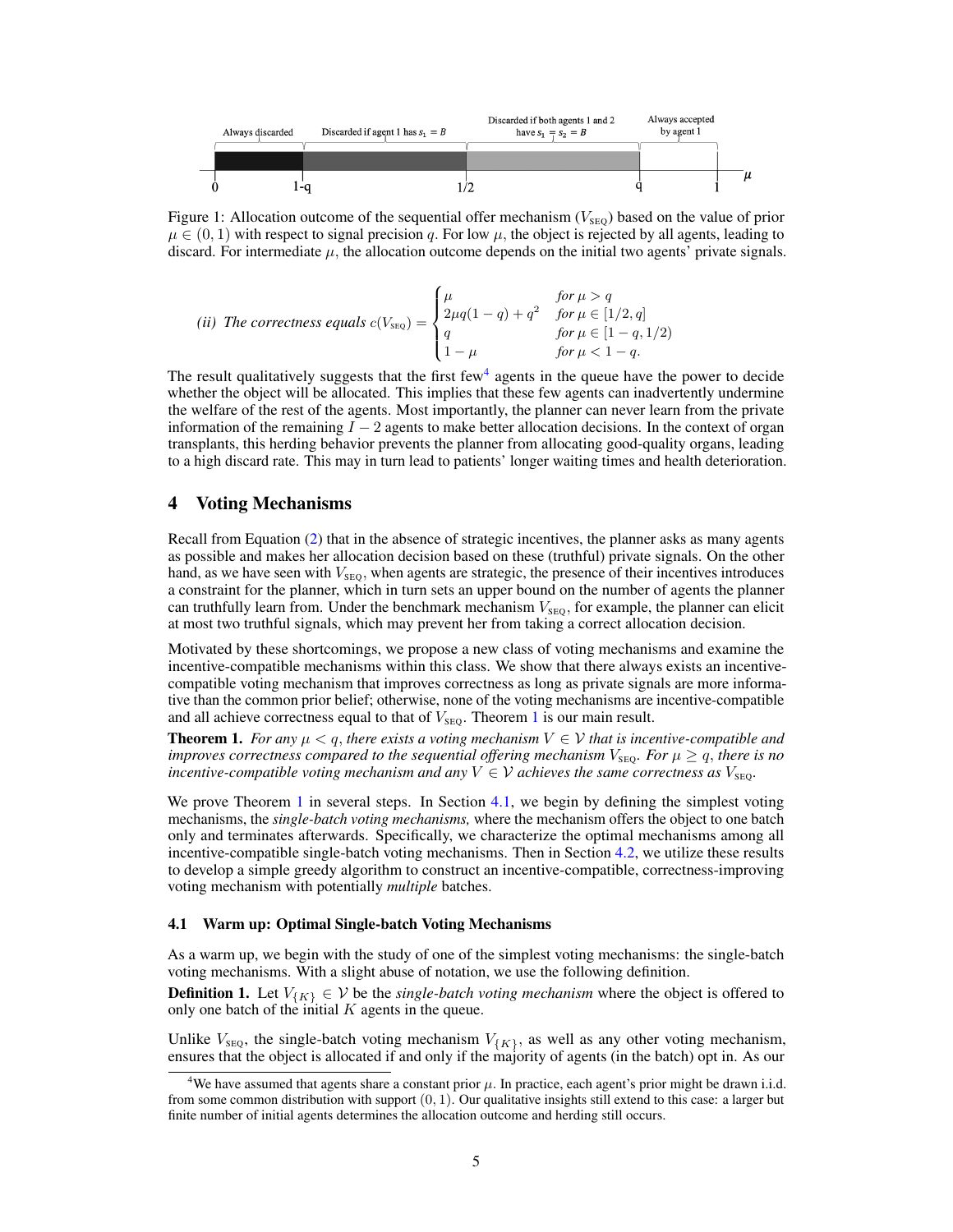Always discarded | Discarded if agent 1 has $s_1 = B$ | Discarded if both agents 1 and 2 have $s_1 = s_2 = B$ | Always accepted by agent 1

Figure 1: Allocation outcome of the sequential offer mechanism ($V_{\text{SEQ}}$) based on the value of prior $\mu \in (0, 1)$ with respect to signal precision $q$. For low $\mu$, the object is rejected by all agents, leading to discard. For intermediate $\mu$, the allocation outcome depends on the initial two agents' private signals.

*(ii) The correctness equals*

$$c(V_{\text{SEQ}}) = \begin{cases} \mu & \text{for } \mu > q \\ 2\mu q(1-q) + q^2 & \text{for } \mu \in [1/2, q] \\ q & \text{for } \mu \in [1-q, 1/2) \\ 1-\mu & \text{for } \mu < 1-q. \end{cases}$$

The result qualitatively suggests that the first few[4] agents in the queue have the power to decide whether the object will be allocated. This implies that these few agents can inadvertently undermine the welfare of the rest of the agents. Most importantly, the planner can never learn from the private information of the remaining $I - 2$ agents to make better allocation decisions. In the context of organ transplants, this herding behavior prevents the planner from allocating good-quality organs, leading to a high discard rate. This may in turn lead to patients' longer waiting times and health deterioration.

## 4 Voting Mechanisms

Recall from Equation (2) that in the absence of strategic incentives, the planner asks as many agents as possible and makes her allocation decision based on these (truthful) private signals. On the other hand, as we have seen with $V_{\text{SEQ}}$, when agents are strategic, the presence of their incentives introduces a constraint for the planner, which in turn sets an upper bound on the number of agents the planner can truthfully learn from. Under the benchmark mechanism $V_{\text{SEQ}}$, for example, the planner can elicit at most two truthful signals, which may prevent her from taking a correct allocation decision.

Motivated by these shortcomings, we propose a new class of voting mechanisms and examine the incentive-compatible mechanisms within this class. We show that there always exists an incentive-compatible voting mechanism that improves correctness as long as private signals are more informative than the common prior belief; otherwise, none of the voting mechanisms are incentive-compatible and all achieve correctness equal to that of $V_{\text{SEQ}}$. Theorem 1 is our main result.

**Theorem 1.** *For any $\mu < q$, there exists a voting mechanism $V \in \mathcal{V}$ that is incentive-compatible and improves correctness compared to the sequential offering mechanism $V_{\text{SEQ}}$. For $\mu \geq q$, there is no incentive-compatible voting mechanism and any $V \in \mathcal{V}$ achieves the same correctness as $V_{\text{SEQ}}$.*

We prove Theorem 1 in several steps. In Section 4.1, we begin by defining the simplest voting mechanisms, the *single-batch voting mechanisms,* where the mechanism offers the object to one batch only and terminates afterwards. Specifically, we characterize the optimal mechanisms among all incentive-compatible single-batch voting mechanisms. Then in Section 4.2, we utilize these results to develop a simple greedy algorithm to construct an incentive-compatible, correctness-improving voting mechanism with potentially *multiple* batches.

### 4.1 Warm up: Optimal Single-batch Voting Mechanisms

As a warm up, we begin with the study of one of the simplest voting mechanisms: the single-batch voting mechanisms. With a slight abuse of notation, we use the following definition.

**Definition 1.** Let $V_{\{K\}} \in \mathcal{V}$ be the *single-batch voting mechanism* where the object is offered to only one batch of the initial $K$ agents in the queue.

Unlike $V_{\text{SEQ}}$, the single-batch voting mechanism $V_{\{K\}}$, as well as any other voting mechanism, ensures that the object is allocated if and only if the majority of agents (in the batch) opt in. As our

[4] We have assumed that agents share a constant prior $\mu$. In practice, each agent's prior might be drawn i.i.d. from some common distribution with support $(0, 1)$. Our qualitative insights still extend to this case: a larger but finite number of initial agents determines the allocation outcome and herding still occurs.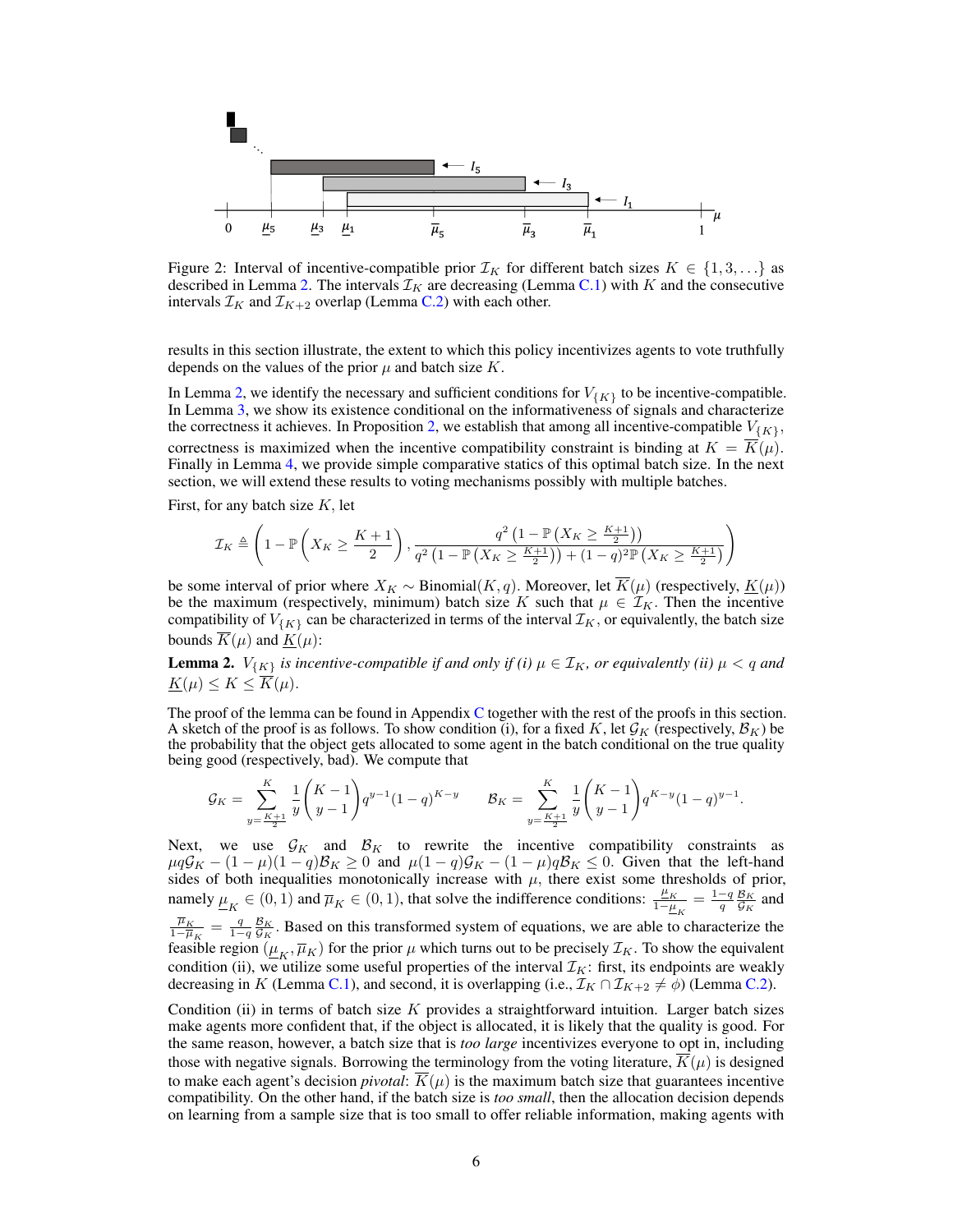Figure 2: Interval of incentive-compatible prior $\mathcal{I}_K$ for different batch sizes $K \in \{1, 3, \dots\}$ as described in Lemma 2. The intervals $\mathcal{I}_K$ are decreasing (Lemma C.1) with $K$ and the consecutive intervals $\mathcal{I}_K$ and $\mathcal{I}_{K+2}$ overlap (Lemma C.2) with each other.

results in this section illustrate, the extent to which this policy incentivizes agents to vote truthfully depends on the values of the prior $\mu$ and batch size $K$.

In Lemma 2, we identify the necessary and sufficient conditions for $V_{\{K\}}$ to be incentive-compatible. In Lemma 3, we show its existence conditional on the informativeness of signals and characterize the correctness it achieves. In Proposition 2, we establish that among all incentive-compatible $V_{\{K\}}$, correctness is maximized when the incentive compatibility constraint is binding at $K = \overline{K}(\mu)$. Finally in Lemma 4, we provide simple comparative statics of this optimal batch size. In the next section, we will extend these results to voting mechanisms possibly with multiple batches.

First, for any batch size $K$, let

$$\mathcal{I}_K \triangleq \left(1 - \mathbb{P}\left(X_K \geq \frac{K+1}{2}\right), \frac{q^2\left(1 - \mathbb{P}\left(X_K \geq \frac{K+1}{2}\right)\right)}{q^2\left(1 - \mathbb{P}\left(X_K \geq \frac{K+1}{2}\right)\right) + (1-q)^2 \mathbb{P}\left(X_K \geq \frac{K+1}{2}\right)}\right)$$

be some interval of prior where $X_K \sim \text{Binomial}(K, q)$. Moreover, let $\overline{K}(\mu)$ (respectively, $\underline{K}(\mu)$) be the maximum (respectively, minimum) batch size $K$ such that $\mu \in \mathcal{I}_K$. Then the incentive compatibility of $V_{\{K\}}$ can be characterized in terms of the interval $\mathcal{I}_K$, or equivalently, the batch size bounds $\overline{K}(\mu)$ and $\underline{K}(\mu)$:

**Lemma 2.** *$V_{\{K\}}$ is incentive-compatible if and only if (i) $\mu \in \mathcal{I}_K$, or equivalently (ii) $\mu < q$ and $\underline{K}(\mu) \leq K \leq \overline{K}(\mu)$.*

The proof of the lemma can be found in Appendix C together with the rest of the proofs in this section. A sketch of the proof is as follows. To show condition (i), for a fixed $K$, let $\mathcal{G}_K$ (respectively, $\mathcal{B}_K$) be the probability that the object gets allocated to some agent in the batch conditional on the true quality being good (respectively, bad). We compute that

$$\mathcal{G}_K = \sum_{y=\frac{K+1}{2}}^{K} \frac{1}{y}\binom{K-1}{y-1} q^{y-1}(1-q)^{K-y} \qquad \mathcal{B}_K = \sum_{y=\frac{K+1}{2}}^{K} \frac{1}{y}\binom{K-1}{y-1} q^{K-y}(1-q)^{y-1}.$$

Next, we use $\mathcal{G}_K$ and $\mathcal{B}_K$ to rewrite the incentive compatibility constraints as $\mu q \mathcal{G}_K - (1-\mu)(1-q)\mathcal{B}_K \geq 0$ and $\mu(1-q)\mathcal{G}_K - (1-\mu)q\mathcal{B}_K \leq 0$. Given that the left-hand sides of both inequalities monotonically increase with $\mu$, there exist some thresholds of prior, namely $\underline{\mu}_K \in (0,1)$ and $\overline{\mu}_K \in (0,1)$, that solve the indifference conditions: $\frac{\underline{\mu}_K}{1-\underline{\mu}_K} = \frac{1-q}{q}\frac{\mathcal{B}_K}{\mathcal{G}_K}$ and $\frac{\overline{\mu}_K}{1-\overline{\mu}_K} = \frac{q}{1-q}\frac{\mathcal{B}_K}{\mathcal{G}_K}$. Based on this transformed system of equations, we are able to characterize the feasible region $(\underline{\mu}_K, \overline{\mu}_K)$ for the prior $\mu$ which turns out to be precisely $\mathcal{I}_K$. To show the equivalent condition (ii), we utilize some useful properties of the interval $\mathcal{I}_K$: first, its endpoints are weakly decreasing in $K$ (Lemma C.1), and second, it is overlapping (i.e., $\mathcal{I}_K \cap \mathcal{I}_{K+2} \neq \phi$) (Lemma C.2).

Condition (ii) in terms of batch size $K$ provides a straightforward intuition. Larger batch sizes make agents more confident that, if the object is allocated, it is likely that the quality is good. For the same reason, however, a batch size that is *too large* incentivizes everyone to opt in, including those with negative signals. Borrowing the terminology from the voting literature, $\overline{K}(\mu)$ is designed to make each agent's decision *pivotal*: $\overline{K}(\mu)$ is the maximum batch size that guarantees incentive compatibility. On the other hand, if the batch size is *too small*, then the allocation decision depends on learning from a sample size that is too small to offer reliable information, making agents with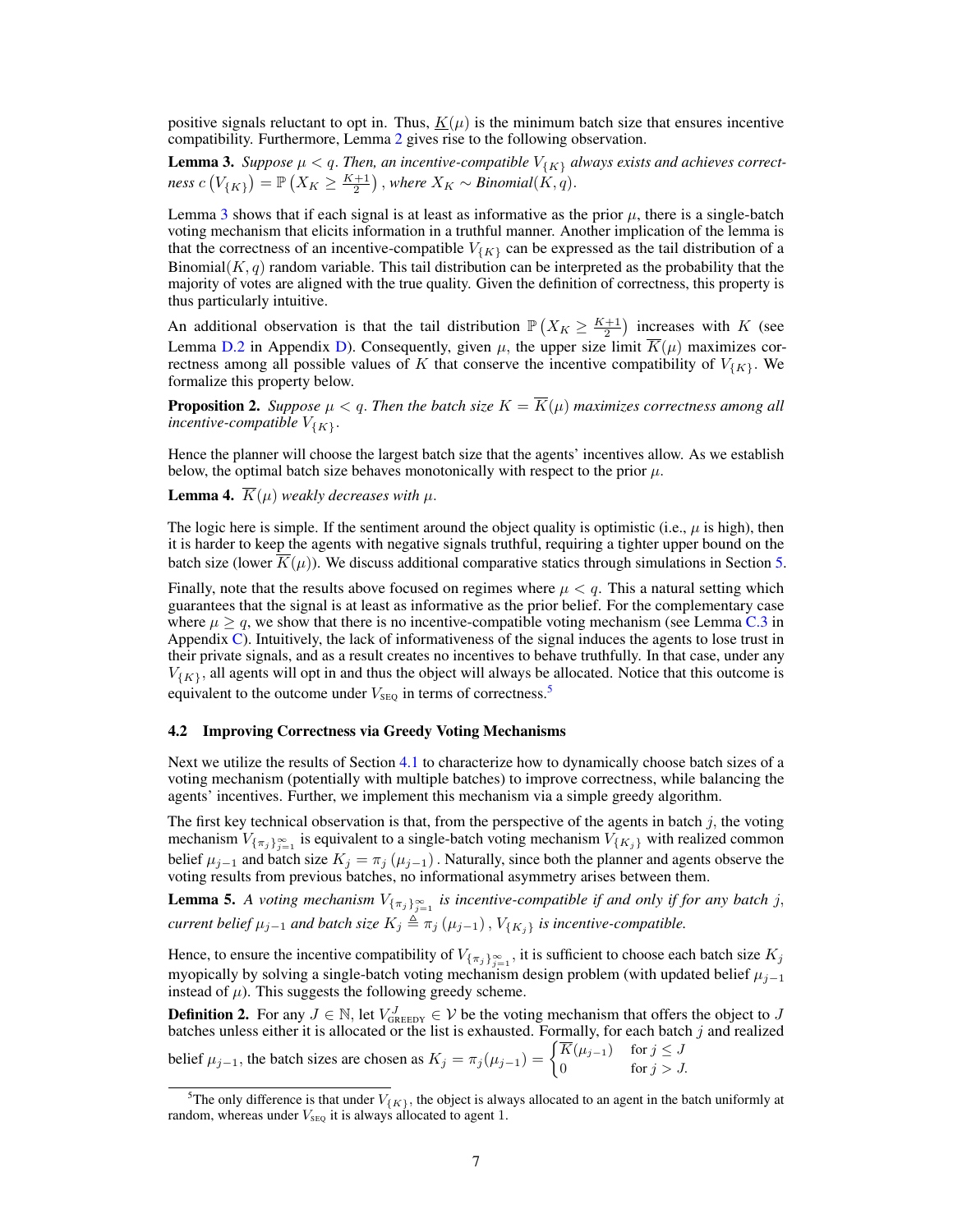positive signals reluctant to opt in. Thus, $\underline{K}(\mu)$ is the minimum batch size that ensures incentive compatibility. Furthermore, Lemma 2 gives rise to the following observation.

**Lemma 3.** *Suppose $\mu < q$. Then, an incentive-compatible $V_{\{K\}}$ always exists and achieves correctness $c\left(V_{\{K\}}\right) = \mathbb{P}\left(X_K \geq \frac{K+1}{2}\right)$, where $X_K \sim$ Binomial$(K, q)$.*

Lemma 3 shows that if each signal is at least as informative as the prior $\mu$, there is a single-batch voting mechanism that elicits information in a truthful manner. Another implication of the lemma is that the correctness of an incentive-compatible $V_{\{K\}}$ can be expressed as the tail distribution of a Binomial$(K, q)$ random variable. This tail distribution can be interpreted as the probability that the majority of votes are aligned with the true quality. Given the definition of correctness, this property is thus particularly intuitive.

An additional observation is that the tail distribution $\mathbb{P}\left(X_K \geq \frac{K+1}{2}\right)$ increases with $K$ (see Lemma D.2 in Appendix D). Consequently, given $\mu$, the upper size limit $\overline{K}(\mu)$ maximizes correctness among all possible values of $K$ that conserve the incentive compatibility of $V_{\{K\}}$. We formalize this property below.

**Proposition 2.** *Suppose $\mu < q$. Then the batch size $K = \overline{K}(\mu)$ maximizes correctness among all incentive-compatible $V_{\{K\}}$.*

Hence the planner will choose the largest batch size that the agents' incentives allow. As we establish below, the optimal batch size behaves monotonically with respect to the prior $\mu$.

**Lemma 4.** *$\overline{K}(\mu)$ weakly decreases with $\mu$.*

The logic here is simple. If the sentiment around the object quality is optimistic (i.e., $\mu$ is high), then it is harder to keep the agents with negative signals truthful, requiring a tighter upper bound on the batch size (lower $\overline{K}(\mu)$). We discuss additional comparative statics through simulations in Section 5.

Finally, note that the results above focused on regimes where $\mu < q$. This a natural setting which guarantees that the signal is at least as informative as the prior belief. For the complementary case where $\mu \geq q$, we show that there is no incentive-compatible voting mechanism (see Lemma C.3 in Appendix C). Intuitively, the lack of informativeness of the signal induces the agents to lose trust in their private signals, and as a result creates no incentives to behave truthfully. In that case, under any $V_{\{K\}}$, all agents will opt in and thus the object will always be allocated. Notice that this outcome is equivalent to the outcome under $V_{\text{SEQ}}$ in terms of correctness.[5]

### 4.2 Improving Correctness via Greedy Voting Mechanisms

Next we utilize the results of Section 4.1 to characterize how to dynamically choose batch sizes of a voting mechanism (potentially with multiple batches) to improve correctness, while balancing the agents' incentives. Further, we implement this mechanism via a simple greedy algorithm.

The first key technical observation is that, from the perspective of the agents in batch $j$, the voting mechanism $V_{\{\pi_j\}_{j=1}^{\infty}}$ is equivalent to a single-batch voting mechanism $V_{\{K_j\}}$ with realized common belief $\mu_{j-1}$ and batch size $K_j = \pi_j\left(\mu_{j-1}\right)$. Naturally, since both the planner and agents observe the voting results from previous batches, no informational asymmetry arises between them.

**Lemma 5.** *A voting mechanism $V_{\{\pi_j\}_{j=1}^{\infty}}$ is incentive-compatible if and only if for any batch $j$, current belief $\mu_{j-1}$ and batch size $K_j \triangleq \pi_j\left(\mu_{j-1}\right)$, $V_{\{K_j\}}$ is incentive-compatible.*

Hence, to ensure the incentive compatibility of $V_{\{\pi_j\}_{j=1}^{\infty}}$, it is sufficient to choose each batch size $K_j$ myopically by solving a single-batch voting mechanism design problem (with updated belief $\mu_{j-1}$ instead of $\mu$). This suggests the following greedy scheme.

**Definition 2.** For any $J \in \mathbb{N}$, let $V_{\text{GREEDY}}^{J} \in \mathcal{V}$ be the voting mechanism that offers the object to $J$ batches unless either it is allocated or the list is exhausted. Formally, for each batch $j$ and realized belief $\mu_{j-1}$, the batch sizes are chosen as $K_j = \pi_j(\mu_{j-1}) = \begin{cases} \overline{K}(\mu_{j-1}) & \text{for } j \leq J \\ 0 & \text{for } j > J. \end{cases}$

[5] The only difference is that under $V_{\{K\}}$, the object is always allocated to an agent in the batch uniformly at random, whereas under $V_{\text{SEQ}}$ it is always allocated to agent 1.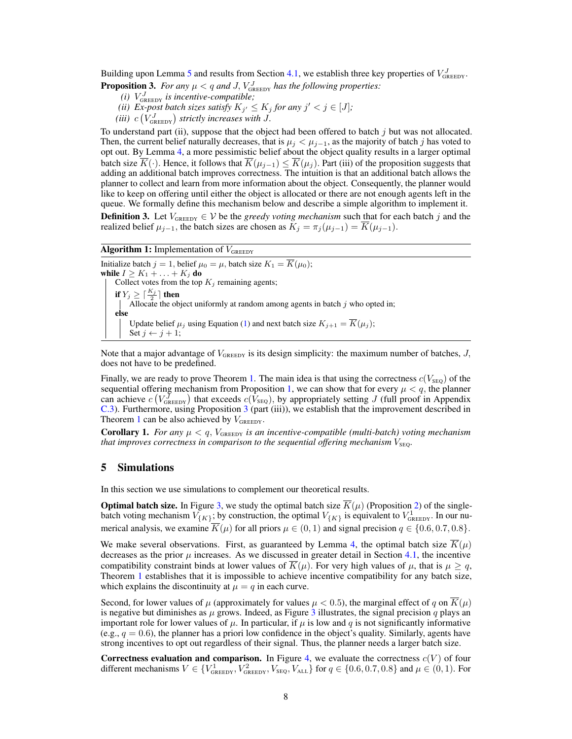Building upon Lemma 5 and results from Section 4.1, we establish three key properties of $V^J_{\text{GREEDY}}$.

**Proposition 3.** *For any $\mu < q$ and $J$, $V^J_{\text{GREEDY}}$ has the following properties:*

*(i) $V^J_{\text{GREEDY}}$ is incentive-compatible;*

*(ii) Ex-post batch sizes satisfy $K_{j'} \leq K_j$ for any $j' < j \in [J]$;*

*(iii) $c\left(V^J_{\text{GREEDY}}\right)$ strictly increases with $J$.*

To understand part (ii), suppose that the object had been offered to batch $j$ but was not allocated. Then, the current belief naturally decreases, that is $\mu_j < \mu_{j-1}$, as the majority of batch $j$ has voted to opt out. By Lemma 4, a more pessimistic belief about the object quality results in a larger optimal batch size $\overline{K}(\cdot)$. Hence, it follows that $\overline{K}(\mu_{j-1}) \leq \overline{K}(\mu_j)$. Part (iii) of the proposition suggests that adding an additional batch improves correctness. The intuition is that an additional batch allows the planner to collect and learn from more information about the object. Consequently, the planner would like to keep on offering until either the object is allocated or there are not enough agents left in the queue. We formally define this mechanism below and describe a simple algorithm to implement it.

**Definition 3.** Let $V_{\text{GREEDY}} \in \mathcal{V}$ be the *greedy voting mechanism* such that for each batch $j$ and the realized belief $\mu_{j-1}$, the batch sizes are chosen as $K_j = \pi_j(\mu_{j-1}) = \overline{K}(\mu_{j-1})$.

**Algorithm 1:** Implementation of $V_{\text{GREEDY}}$

```
Initialize batch j = 1, belief μ_0 = μ, batch size K_1 = K̄(μ_0);
while I ≥ K_1 + ... + K_j do
    Collect votes from the top K_j remaining agents;
    if Y_j ≥ ⌈K_j / 2⌉ then
        Allocate the object uniformly at random among agents in batch j who opted in;
    else
        Update belief μ_j using Equation (1) and next batch size K_{j+1} = K̄(μ_j);
        Set j ← j + 1;
```

Note that a major advantage of $V_{\text{GREEDY}}$ is its design simplicity: the maximum number of batches, $J$, does not have to be predefined.

Finally, we are ready to prove Theorem 1. The main idea is that using the correctness $c(V_{\text{SEQ}})$ of the sequential offering mechanism from Proposition 1, we can show that for every $\mu < q$, the planner can achieve $c\left(V^J_{\text{GREEDY}}\right)$ that exceeds $c(V_{\text{SEQ}})$, by appropriately setting $J$ (full proof in Appendix C.3). Furthermore, using Proposition 3 (part (iii)), we establish that the improvement described in Theorem 1 can be also achieved by $V_{\text{GREEDY}}$.

**Corollary 1.** *For any $\mu < q$, $V_{\text{GREEDY}}$ is an incentive-compatible (multi-batch) voting mechanism that improves correctness in comparison to the sequential offering mechanism $V_{\text{SEQ}}$.*

## 5 Simulations

In this section we use simulations to complement our theoretical results.

**Optimal batch size.** In Figure 3, we study the optimal batch size $\overline{K}(\mu)$ (Proposition 2) of the single-batch voting mechanism $V_{\{K\}}$; by construction, the optimal $V_{\{K\}}$ is equivalent to $V^1_{\text{GREEDY}}$. In our numerical analysis, we examine $\overline{K}(\mu)$ for all priors $\mu \in (0, 1)$ and signal precision $q \in \{0.6, 0.7, 0.8\}$.

We make several observations. First, as guaranteed by Lemma 4, the optimal batch size $\overline{K}(\mu)$ decreases as the prior $\mu$ increases. As we discussed in greater detail in Section 4.1, the incentive compatibility constraint binds at lower values of $\overline{K}(\mu)$. For very high values of $\mu$, that is $\mu \geq q$, Theorem 1 establishes that it is impossible to achieve incentive compatibility for any batch size, which explains the discontinuity at $\mu = q$ in each curve.

Second, for lower values of $\mu$ (approximately for values $\mu < 0.5$), the marginal effect of $q$ on $\overline{K}(\mu)$ is negative but diminishes as $\mu$ grows. Indeed, as Figure 3 illustrates, the signal precision $q$ plays an important role for lower values of $\mu$. In particular, if $\mu$ is low and $q$ is not significantly informative (e.g., $q = 0.6$), the planner has a priori low confidence in the object's quality. Similarly, agents have strong incentives to opt out regardless of their signal. Thus, the planner needs a larger batch size.

**Correctness evaluation and comparison.** In Figure 4, we evaluate the correctness $c(V)$ of four different mechanisms $V \in \{V^1_{\text{GREEDY}}, V^2_{\text{GREEDY}}, V_{\text{SEQ}}, V_{\text{ALL}}\}$ for $q \in \{0.6, 0.7, 0.8\}$ and $\mu \in (0, 1)$. For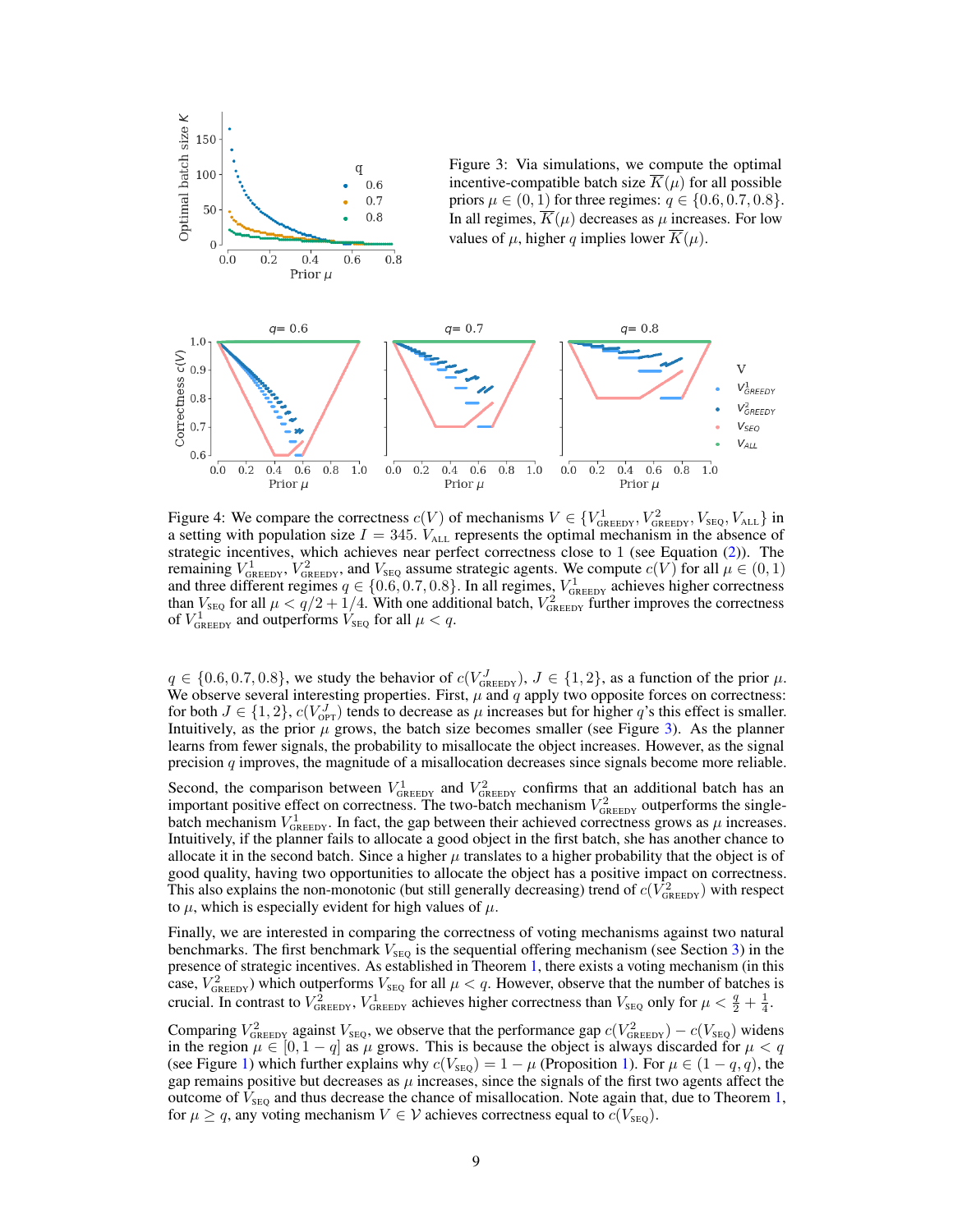Figure 3: Via simulations, we compute the optimal incentive-compatible batch size $\overline{K}(\mu)$ for all possible priors $\mu \in (0, 1)$ for three regimes: $q \in \{0.6, 0.7, 0.8\}$. In all regimes, $\overline{K}(\mu)$ decreases as $\mu$ increases. For low values of $\mu$, higher $q$ implies lower $\overline{K}(\mu)$.

Figure 4: We compare the correctness $c(V)$ of mechanisms $V \in \{V^1_{\text{GREEDY}}, V^2_{\text{GREEDY}}, V_{\text{SEQ}}, V_{\text{ALL}}\}$ in a setting with population size $I = 345$. $V_{\text{ALL}}$ represents the optimal mechanism in the absence of strategic incentives, which achieves near perfect correctness close to 1 (see Equation (2)). The remaining $V^1_{\text{GREEDY}}$, $V^2_{\text{GREEDY}}$, and $V_{\text{SEQ}}$ assume strategic agents. We compute $c(V)$ for all $\mu \in (0, 1)$ and three different regimes $q \in \{0.6, 0.7, 0.8\}$. In all regimes, $V^1_{\text{GREEDY}}$ achieves higher correctness than $V_{\text{SEQ}}$ for all $\mu < q/2 + 1/4$. With one additional batch, $V^2_{\text{GREEDY}}$ further improves the correctness of $V^1_{\text{GREEDY}}$ and outperforms $V_{\text{SEQ}}$ for all $\mu < q$.

$q \in \{0.6, 0.7, 0.8\}$, we study the behavior of $c(V^J_{\text{GREEDY}})$, $J \in \{1, 2\}$, as a function of the prior $\mu$. We observe several interesting properties. First, $\mu$ and $q$ apply two opposite forces on correctness: for both $J \in \{1, 2\}$, $c(V^J_{\text{OPT}})$ tends to decrease as $\mu$ increases but for higher $q$'s this effect is smaller. Intuitively, as the prior $\mu$ grows, the batch size becomes smaller (see Figure 3). As the planner learns from fewer signals, the probability to misallocate the object increases. However, as the signal precision $q$ improves, the magnitude of a misallocation decreases since signals become more reliable.

Second, the comparison between $V^1_{\text{GREEDY}}$ and $V^2_{\text{GREEDY}}$ confirms that an additional batch has an important positive effect on correctness. The two-batch mechanism $V^2_{\text{GREEDY}}$ outperforms the single-batch mechanism $V^1_{\text{GREEDY}}$. In fact, the gap between their achieved correctness grows as $\mu$ increases. Intuitively, if the planner fails to allocate a good object in the first batch, she has another chance to allocate it in the second batch. Since a higher $\mu$ translates to a higher probability that the object is of good quality, having two opportunities to allocate the object has a positive impact on correctness. This also explains the non-monotonic (but still generally decreasing) trend of $c(V^2_{\text{GREEDY}})$ with respect to $\mu$, which is especially evident for high values of $\mu$.

Finally, we are interested in comparing the correctness of voting mechanisms against two natural benchmarks. The first benchmark $V_{\text{SEQ}}$ is the sequential offering mechanism (see Section 3) in the presence of strategic incentives. As established in Theorem 1, there exists a voting mechanism (in this case, $V^2_{\text{GREEDY}}$) which outperforms $V_{\text{SEQ}}$ for all $\mu < q$. However, observe that the number of batches is crucial. In contrast to $V^2_{\text{GREEDY}}$, $V^1_{\text{GREEDY}}$ achieves higher correctness than $V_{\text{SEQ}}$ only for $\mu < \frac{q}{2} + \frac{1}{4}$.

Comparing $V^2_{\text{GREEDY}}$ against $V_{\text{SEQ}}$, we observe that the performance gap $c(V^2_{\text{GREEDY}}) - c(V_{\text{SEQ}})$ widens in the region $\mu \in [0, 1-q]$ as $\mu$ grows. This is because the object is always discarded for $\mu < q$ (see Figure 1) which further explains why $c(V_{\text{SEQ}}) = 1 - \mu$ (Proposition 1). For $\mu \in (1-q, q)$, the gap remains positive but decreases as $\mu$ increases, since the signals of the first two agents affect the outcome of $V_{\text{SEQ}}$ and thus decrease the chance of misallocation. Note again that, due to Theorem 1, for $\mu \geq q$, any voting mechanism $V \in \mathcal{V}$ achieves correctness equal to $c(V_{\text{SEQ}})$.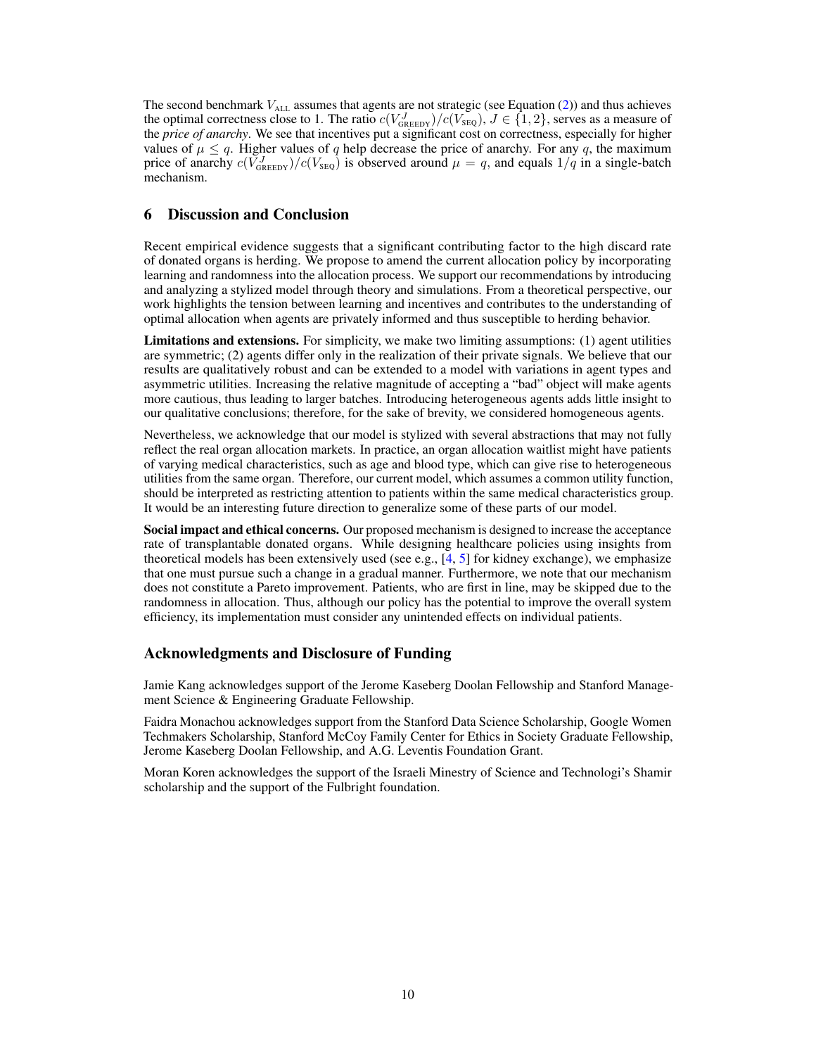The second benchmark $V_{\text{ALL}}$ assumes that agents are not strategic (see Equation (2)) and thus achieves the optimal correctness close to 1. The ratio $c(V^J_{\text{GREEDY}})/c(V_{\text{SEQ}})$, $J \in \{1, 2\}$, serves as a measure of the *price of anarchy*. We see that incentives put a significant cost on correctness, especially for higher values of $\mu \leq q$. Higher values of $q$ help decrease the price of anarchy. For any $q$, the maximum price of anarchy $c(V^J_{\text{GREEDY}})/c(V_{\text{SEQ}})$ is observed around $\mu = q$, and equals $1/q$ in a single-batch mechanism.

## 6 Discussion and Conclusion

Recent empirical evidence suggests that a significant contributing factor to the high discard rate of donated organs is herding. We propose to amend the current allocation policy by incorporating learning and randomness into the allocation process. We support our recommendations by introducing and analyzing a stylized model through theory and simulations. From a theoretical perspective, our work highlights the tension between learning and incentives and contributes to the understanding of optimal allocation when agents are privately informed and thus susceptible to herding behavior.

**Limitations and extensions.** For simplicity, we make two limiting assumptions: (1) agent utilities are symmetric; (2) agents differ only in the realization of their private signals. We believe that our results are qualitatively robust and can be extended to a model with variations in agent types and asymmetric utilities. Increasing the relative magnitude of accepting a "bad" object will make agents more cautious, thus leading to larger batches. Introducing heterogeneous agents adds little insight to our qualitative conclusions; therefore, for the sake of brevity, we considered homogeneous agents.

Nevertheless, we acknowledge that our model is stylized with several abstractions that may not fully reflect the real organ allocation markets. In practice, an organ allocation waitlist might have patients of varying medical characteristics, such as age and blood type, which can give rise to heterogeneous utilities from the same organ. Therefore, our current model, which assumes a common utility function, should be interpreted as restricting attention to patients within the same medical characteristics group. It would be an interesting future direction to generalize some of these parts of our model.

**Social impact and ethical concerns.** Our proposed mechanism is designed to increase the acceptance rate of transplantable donated organs. While designing healthcare policies using insights from theoretical models has been extensively used (see e.g., [4, 5] for kidney exchange), we emphasize that one must pursue such a change in a gradual manner. Furthermore, we note that our mechanism does not constitute a Pareto improvement. Patients, who are first in line, may be skipped due to the randomness in allocation. Thus, although our policy has the potential to improve the overall system efficiency, its implementation must consider any unintended effects on individual patients.

## Acknowledgments and Disclosure of Funding

Jamie Kang acknowledges support of the Jerome Kaseberg Doolan Fellowship and Stanford Management Science & Engineering Graduate Fellowship.

Faidra Monachou acknowledges support from the Stanford Data Science Scholarship, Google Women Techmakers Scholarship, Stanford McCoy Family Center for Ethics in Society Graduate Fellowship, Jerome Kaseberg Doolan Fellowship, and A.G. Leventis Foundation Grant.

Moran Koren acknowledges the support of the Israeli Minestry of Science and Technologi's Shamir scholarship and the support of the Fulbright foundation.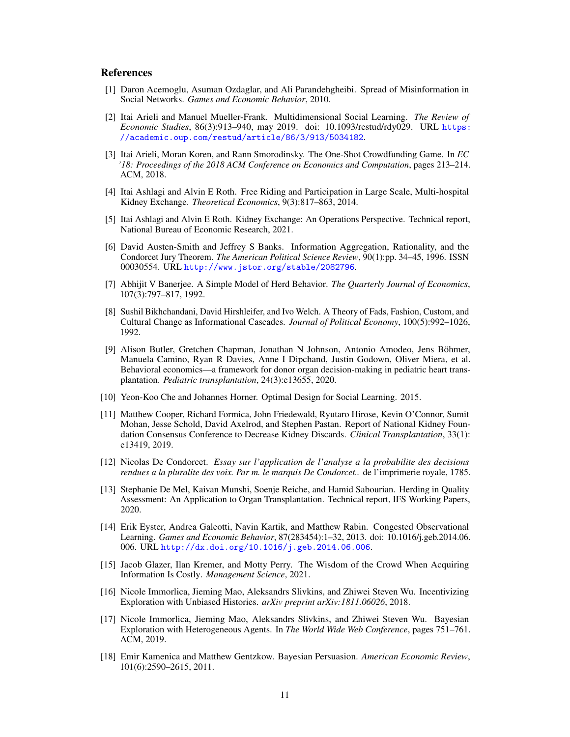## References

[1] Daron Acemoglu, Asuman Ozdaglar, and Ali Parandehgheibi. Spread of Misinformation in Social Networks. *Games and Economic Behavior*, 2010.

[2] Itai Arieli and Manuel Mueller-Frank. Multidimensional Social Learning. *The Review of Economic Studies*, 86(3):913–940, may 2019. doi: 10.1093/restud/rdy029. URL https://academic.oup.com/restud/article/86/3/913/5034182.

[3] Itai Arieli, Moran Koren, and Rann Smorodinsky. The One-Shot Crowdfunding Game. In *EC '18: Proceedings of the 2018 ACM Conference on Economics and Computation*, pages 213–214. ACM, 2018.

[4] Itai Ashlagi and Alvin E Roth. Free Riding and Participation in Large Scale, Multi-hospital Kidney Exchange. *Theoretical Economics*, 9(3):817–863, 2014.

[5] Itai Ashlagi and Alvin E Roth. Kidney Exchange: An Operations Perspective. Technical report, National Bureau of Economic Research, 2021.

[6] David Austen-Smith and Jeffrey S Banks. Information Aggregation, Rationality, and the Condorcet Jury Theorem. *The American Political Science Review*, 90(1):pp. 34–45, 1996. ISSN 00030554. URL http://www.jstor.org/stable/2082796.

[7] Abhijit V Banerjee. A Simple Model of Herd Behavior. *The Quarterly Journal of Economics*, 107(3):797–817, 1992.

[8] Sushil Bikhchandani, David Hirshleifer, and Ivo Welch. A Theory of Fads, Fashion, Custom, and Cultural Change as Informational Cascades. *Journal of Political Economy*, 100(5):992–1026, 1992.

[9] Alison Butler, Gretchen Chapman, Jonathan N Johnson, Antonio Amodeo, Jens Böhmer, Manuela Camino, Ryan R Davies, Anne I Dipchand, Justin Godown, Oliver Miera, et al. Behavioral economics—a framework for donor organ decision-making in pediatric heart transplantation. *Pediatric transplantation*, 24(3):e13655, 2020.

[10] Yeon-Koo Che and Johannes Horner. Optimal Design for Social Learning. 2015.

[11] Matthew Cooper, Richard Formica, John Friedewald, Ryutaro Hirose, Kevin O'Connor, Sumit Mohan, Jesse Schold, David Axelrod, and Stephen Pastan. Report of National Kidney Foundation Consensus Conference to Decrease Kidney Discards. *Clinical Transplantation*, 33(1): e13419, 2019.

[12] Nicolas De Condorcet. *Essay sur l'application de l'analyse a la probabilite des decisions rendues a la pluralite des voix. Par m. le marquis De Condorcet..* de l'imprimerie royale, 1785.

[13] Stephanie De Mel, Kaivan Munshi, Soenje Reiche, and Hamid Sabourian. Herding in Quality Assessment: An Application to Organ Transplantation. Technical report, IFS Working Papers, 2020.

[14] Erik Eyster, Andrea Galeotti, Navin Kartik, and Matthew Rabin. Congested Observational Learning. *Games and Economic Behavior*, 87(283454):1–32, 2013. doi: 10.1016/j.geb.2014.06.006. URL http://dx.doi.org/10.1016/j.geb.2014.06.006.

[15] Jacob Glazer, Ilan Kremer, and Motty Perry. The Wisdom of the Crowd When Acquiring Information Is Costly. *Management Science*, 2021.

[16] Nicole Immorlica, Jieming Mao, Aleksandrs Slivkins, and Zhiwei Steven Wu. Incentivizing Exploration with Unbiased Histories. *arXiv preprint arXiv:1811.06026*, 2018.

[17] Nicole Immorlica, Jieming Mao, Aleksandrs Slivkins, and Zhiwei Steven Wu. Bayesian Exploration with Heterogeneous Agents. In *The World Wide Web Conference*, pages 751–761. ACM, 2019.

[18] Emir Kamenica and Matthew Gentzkow. Bayesian Persuasion. *American Economic Review*, 101(6):2590–2615, 2011.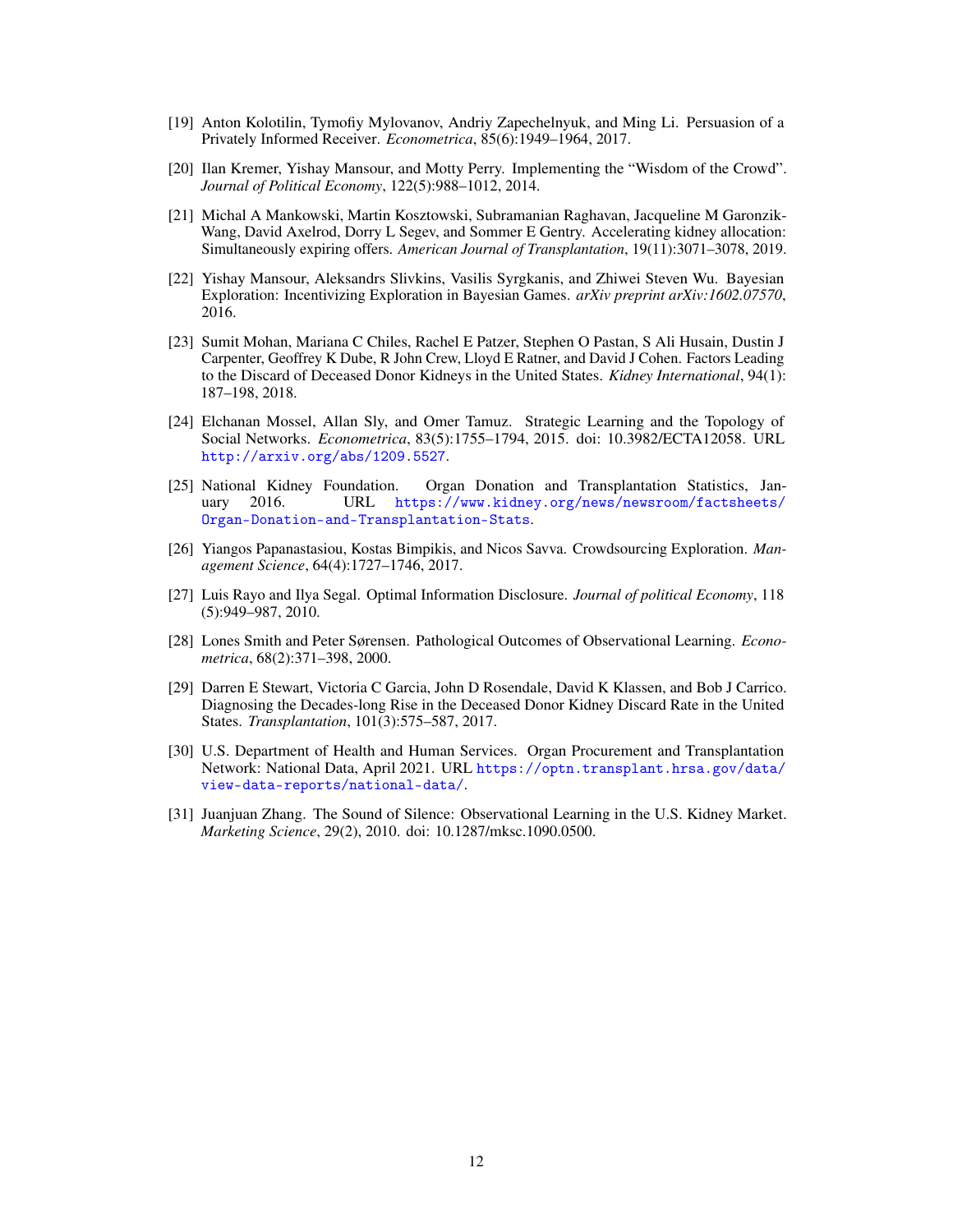[19] Anton Kolotilin, Tymofiy Mylovanov, Andriy Zapechelnyuk, and Ming Li. Persuasion of a Privately Informed Receiver. *Econometrica*, 85(6):1949–1964, 2017.

[20] Ilan Kremer, Yishay Mansour, and Motty Perry. Implementing the "Wisdom of the Crowd". *Journal of Political Economy*, 122(5):988–1012, 2014.

[21] Michal A Mankowski, Martin Kosztowski, Subramanian Raghavan, Jacqueline M Garonzik-Wang, David Axelrod, Dorry L Segev, and Sommer E Gentry. Accelerating kidney allocation: Simultaneously expiring offers. *American Journal of Transplantation*, 19(11):3071–3078, 2019.

[22] Yishay Mansour, Aleksandrs Slivkins, Vasilis Syrgkanis, and Zhiwei Steven Wu. Bayesian Exploration: Incentivizing Exploration in Bayesian Games. *arXiv preprint arXiv:1602.07570*, 2016.

[23] Sumit Mohan, Mariana C Chiles, Rachel E Patzer, Stephen O Pastan, S Ali Husain, Dustin J Carpenter, Geoffrey K Dube, R John Crew, Lloyd E Ratner, and David J Cohen. Factors Leading to the Discard of Deceased Donor Kidneys in the United States. *Kidney International*, 94(1):187–198, 2018.

[24] Elchanan Mossel, Allan Sly, and Omer Tamuz. Strategic Learning and the Topology of Social Networks. *Econometrica*, 83(5):1755–1794, 2015. doi: 10.3982/ECTA12058. URL http://arxiv.org/abs/1209.5527.

[25] National Kidney Foundation. Organ Donation and Transplantation Statistics, January 2016. URL https://www.kidney.org/news/newsroom/factsheets/Organ-Donation-and-Transplantation-Stats.

[26] Yiangos Papanastasiou, Kostas Bimpikis, and Nicos Savva. Crowdsourcing Exploration. *Management Science*, 64(4):1727–1746, 2017.

[27] Luis Rayo and Ilya Segal. Optimal Information Disclosure. *Journal of political Economy*, 118(5):949–987, 2010.

[28] Lones Smith and Peter Sørensen. Pathological Outcomes of Observational Learning. *Econometrica*, 68(2):371–398, 2000.

[29] Darren E Stewart, Victoria C Garcia, John D Rosendale, David K Klassen, and Bob J Carrico. Diagnosing the Decades-long Rise in the Deceased Donor Kidney Discard Rate in the United States. *Transplantation*, 101(3):575–587, 2017.

[30] U.S. Department of Health and Human Services. Organ Procurement and Transplantation Network: National Data, April 2021. URL https://optn.transplant.hrsa.gov/data/view-data-reports/national-data/.

[31] Juanjuan Zhang. The Sound of Silence: Observational Learning in the U.S. Kidney Market. *Marketing Science*, 29(2), 2010. doi: 10.1287/mksc.1090.0500.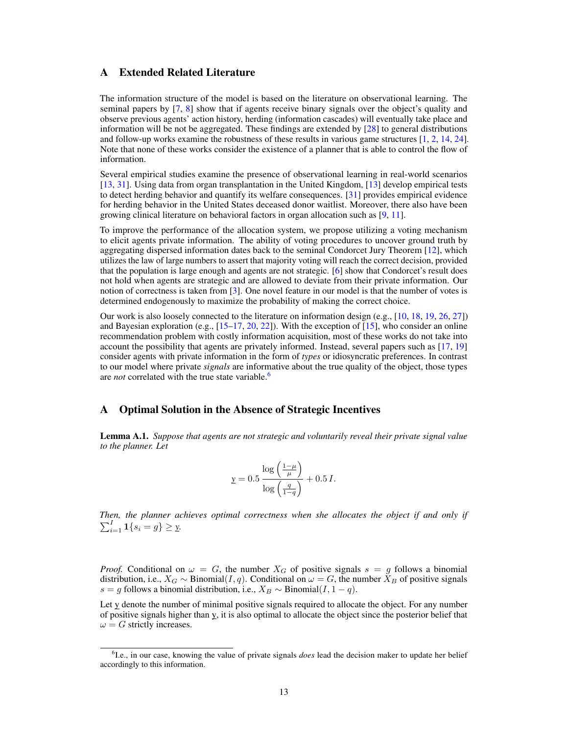# A Extended Related Literature

The information structure of the model is based on the literature on observational learning. The seminal papers by [7, 8] show that if agents receive binary signals over the object's quality and observe previous agents' action history, herding (information cascades) will eventually take place and information will be not be aggregated. These findings are extended by [28] to general distributions and follow-up works examine the robustness of these results in various game structures [1, 2, 14, 24]. Note that none of these works consider the existence of a planner that is able to control the flow of information.

Several empirical studies examine the presence of observational learning in real-world scenarios [13, 31]. Using data from organ transplantation in the United Kingdom, [13] develop empirical tests to detect herding behavior and quantify its welfare consequences. [31] provides empirical evidence for herding behavior in the United States deceased donor waitlist. Moreover, there also have been growing clinical literature on behavioral factors in organ allocation such as [9, 11].

To improve the performance of the allocation system, we propose utilizing a voting mechanism to elicit agents private information. The ability of voting procedures to uncover ground truth by aggregating dispersed information dates back to the seminal Condorcet Jury Theorem [12], which utilizes the law of large numbers to assert that majority voting will reach the correct decision, provided that the population is large enough and agents are not strategic. [6] show that Condorcet's result does not hold when agents are strategic and are allowed to deviate from their private information. Our notion of correctness is taken from [3]. One novel feature in our model is that the number of votes is determined endogenously to maximize the probability of making the correct choice.

Our work is also loosely connected to the literature on information design (e.g., [10, 18, 19, 26, 27]) and Bayesian exploration (e.g., [15–17, 20, 22]). With the exception of [15], who consider an online recommendation problem with costly information acquisition, most of these works do not take into account the possibility that agents are privately informed. Instead, several papers such as [17, 19] consider agents with private information in the form of *types* or idiosyncratic preferences. In contrast to our model where private *signals* are informative about the true quality of the object, those types are *not* correlated with the true state variable.[6]

# A Optimal Solution in the Absence of Strategic Incentives

**Lemma A.1.** *Suppose that agents are not strategic and voluntarily reveal their private signal value to the planner. Let*

$$\underline{y} = 0.5\,\frac{\log\left(\frac{1-\mu}{\mu}\right)}{\log\left(\frac{q}{1-q}\right)} + 0.5\,I.$$

*Then, the planner achieves optimal correctness when she allocates the object if and only if* $\sum_{i=1}^{I} \mathbf{1}\{s_i = g\} \geq \underline{y}$.

*Proof.* Conditional on $\omega = G$, the number $X_G$ of positive signals $s = g$ follows a binomial distribution, i.e., $X_G \sim \text{Binomial}(I, q)$. Conditional on $\omega = G$, the number $X_B$ of positive signals $s = g$ follows a binomial distribution, i.e., $X_B \sim \text{Binomial}(I, 1-q)$.

Let $\underline{y}$ denote the number of minimal positive signals required to allocate the object. For any number of positive signals higher than $\underline{y}$, it is also optimal to allocate the object since the posterior belief that $\omega = G$ strictly increases.

[6] I.e., in our case, knowing the value of private signals *does* lead the decision maker to update her belief accordingly to this information.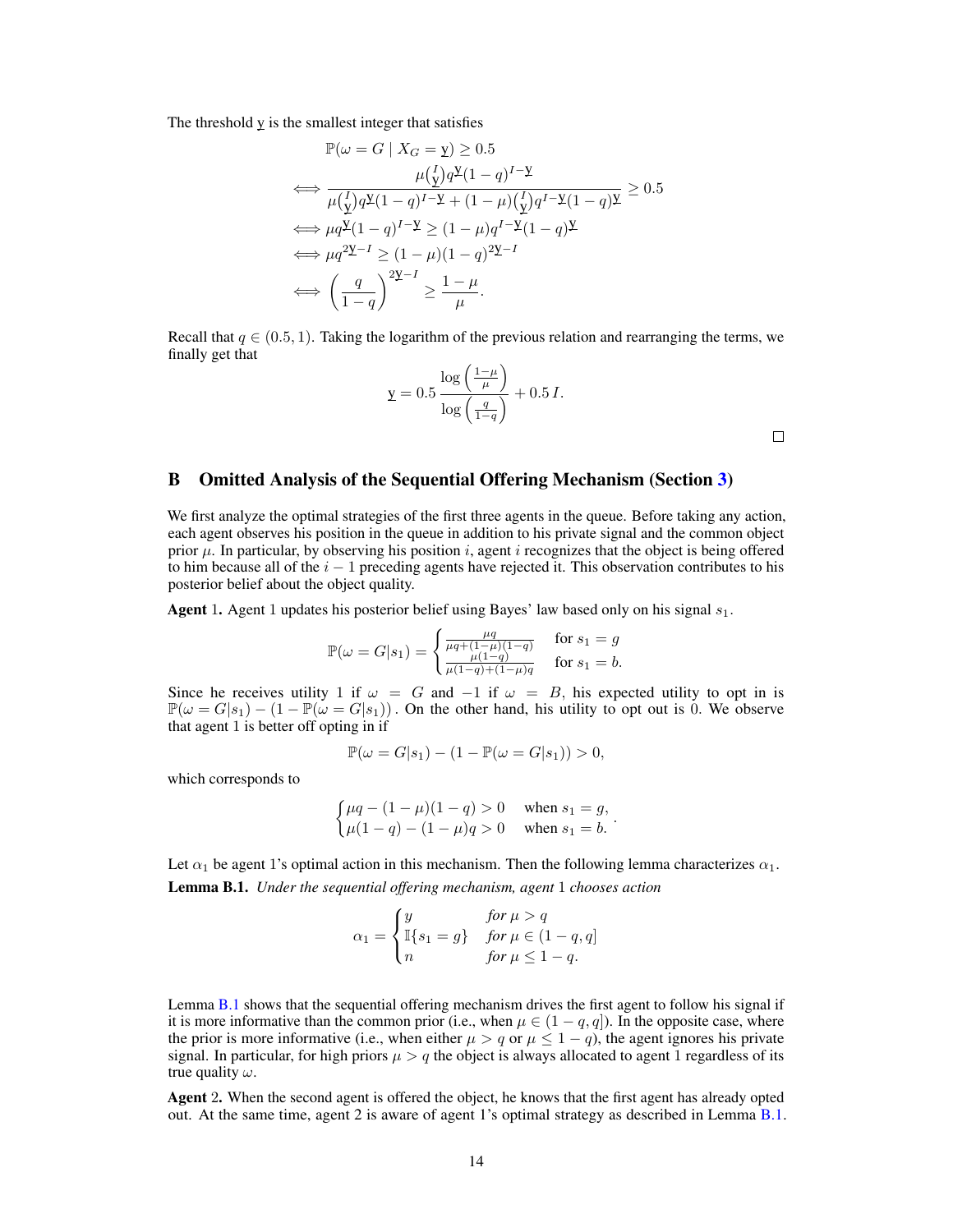The threshold $\underline{y}$ is the smallest integer that satisfies

$$
\begin{aligned}
& \mathbb{P}(\omega = G \mid X_G = \underline{y}) \geq 0.5 \\
\iff & \frac{\mu\binom{I}{\underline{y}}q^{\underline{y}}(1-q)^{I-\underline{y}}}{\mu\binom{I}{\underline{y}}q^{\underline{y}}(1-q)^{I-\underline{y}} + (1-\mu)\binom{I}{\underline{y}}q^{I-\underline{y}}(1-q)^{\underline{y}}} \geq 0.5 \\
\iff & \mu q^{\underline{y}}(1-q)^{I-\underline{y}} \geq (1-\mu)q^{I-\underline{y}}(1-q)^{\underline{y}} \\
\iff & \mu q^{2\underline{y}-I} \geq (1-\mu)(1-q)^{2\underline{y}-I} \\
\iff & \left(\frac{q}{1-q}\right)^{2\underline{y}-I} \geq \frac{1-\mu}{\mu}.
\end{aligned}
$$

Recall that $q \in (0.5, 1)$. Taking the logarithm of the previous relation and rearranging the terms, we finally get that

$$
\underline{y} = 0.5\,\frac{\log\left(\frac{1-\mu}{\mu}\right)}{\log\left(\frac{q}{1-q}\right)} + 0.5\,I.
$$

□

## B Omitted Analysis of the Sequential Offering Mechanism (Section 3)

We first analyze the optimal strategies of the first three agents in the queue. Before taking any action, each agent observes his position in the queue in addition to his private signal and the common object prior $\mu$. In particular, by observing his position $i$, agent $i$ recognizes that the object is being offered to him because all of the $i-1$ preceding agents have rejected it. This observation contributes to his posterior belief about the object quality.

**Agent 1.** Agent 1 updates his posterior belief using Bayes' law based only on his signal $s_1$.

$$
\mathbb{P}(\omega = G|s_1) = \begin{cases} \frac{\mu q}{\mu q + (1-\mu)(1-q)} & \text{for } s_1 = g \\ \frac{\mu(1-q)}{\mu(1-q)+(1-\mu)q} & \text{for } s_1 = b. \end{cases}
$$

Since he receives utility 1 if $\omega = G$ and $-1$ if $\omega = B$, his expected utility to opt in is $\mathbb{P}(\omega = G|s_1) - (1 - \mathbb{P}(\omega = G|s_1))$. On the other hand, his utility to opt out is 0. We observe that agent 1 is better off opting in if

$$
\mathbb{P}(\omega = G|s_1) - (1 - \mathbb{P}(\omega = G|s_1)) > 0,
$$

which corresponds to

$$
\begin{cases} \mu q - (1-\mu)(1-q) > 0 & \text{when } s_1 = g, \\ \mu(1-q) - (1-\mu)q > 0 & \text{when } s_1 = b. \end{cases}.
$$

Let $\alpha_1$ be agent 1's optimal action in this mechanism. Then the following lemma characterizes $\alpha_1$.

**Lemma B.1.** *Under the sequential offering mechanism, agent* 1 *chooses action*

$$
\alpha_1 = \begin{cases} y & \text{for } \mu > q \\ \mathbb{I}\{s_1 = g\} & \text{for } \mu \in (1-q, q] \\ n & \text{for } \mu \leq 1-q. \end{cases}
$$

Lemma B.1 shows that the sequential offering mechanism drives the first agent to follow his signal if it is more informative than the common prior (i.e., when $\mu \in (1-q, q]$). In the opposite case, where the prior is more informative (i.e., when either $\mu > q$ or $\mu \leq 1-q$), the agent ignores his private signal. In particular, for high priors $\mu > q$ the object is always allocated to agent 1 regardless of its true quality $\omega$.

**Agent 2.** When the second agent is offered the object, he knows that the first agent has already opted out. At the same time, agent 2 is aware of agent 1's optimal strategy as described in Lemma B.1.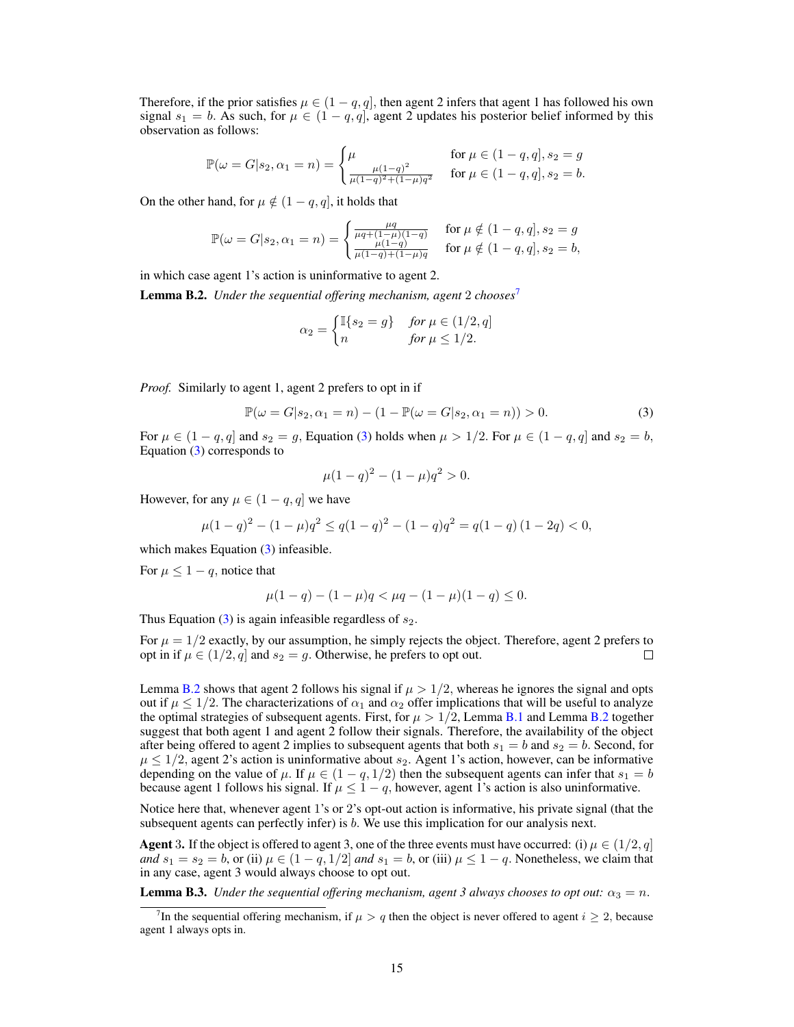Therefore, if the prior satisfies $\mu \in (1-q, q]$, then agent 2 infers that agent 1 has followed his own signal $s_1 = b$. As such, for $\mu \in (1-q, q]$, agent 2 updates his posterior belief informed by this observation as follows:

$$\mathbb{P}(\omega = G | s_2, \alpha_1 = n) = \begin{cases} \mu & \text{for } \mu \in (1-q, q], s_2 = g \\ \frac{\mu(1-q)^2}{\mu(1-q)^2 + (1-\mu)q^2} & \text{for } \mu \in (1-q, q], s_2 = b. \end{cases}$$

On the other hand, for $\mu \notin (1-q, q]$, it holds that

$$\mathbb{P}(\omega = G | s_2, \alpha_1 = n) = \begin{cases} \frac{\mu q}{\mu q + (1-\mu)(1-q)} & \text{for } \mu \notin (1-q, q], s_2 = g \\ \frac{\mu(1-q)}{\mu(1-q) + (1-\mu)q} & \text{for } \mu \notin (1-q, q], s_2 = b, \end{cases}$$

in which case agent 1's action is uninformative to agent 2.

**Lemma B.2.** *Under the sequential offering mechanism, agent 2 chooses*[7]

$$\alpha_2 = \begin{cases} \mathbb{I}\{s_2 = g\} & \text{for } \mu \in (1/2, q] \\ n & \text{for } \mu \leq 1/2. \end{cases}$$

*Proof.* Similarly to agent 1, agent 2 prefers to opt in if

$$\mathbb{P}(\omega = G | s_2, \alpha_1 = n) - (1 - \mathbb{P}(\omega = G | s_2, \alpha_1 = n)) > 0. \tag{3}$$

For $\mu \in (1-q, q]$ and $s_2 = g$, Equation (3) holds when $\mu > 1/2$. For $\mu \in (1-q, q]$ and $s_2 = b$, Equation (3) corresponds to

$$\mu(1-q)^2 - (1-\mu)q^2 > 0.$$

However, for any $\mu \in (1-q, q]$ we have

$$\mu(1-q)^2 - (1-\mu)q^2 \leq q(1-q)^2 - (1-q)q^2 = q(1-q)(1-2q) < 0,$$

which makes Equation (3) infeasible.

For $\mu \leq 1-q$, notice that

$$\mu(1-q) - (1-\mu)q < \mu q - (1-\mu)(1-q) \leq 0.$$

Thus Equation (3) is again infeasible regardless of $s_2$.

For $\mu = 1/2$ exactly, by our assumption, he simply rejects the object. Therefore, agent 2 prefers to opt in if $\mu \in (1/2, q]$ and $s_2 = g$. Otherwise, he prefers to opt out. □

Lemma B.2 shows that agent 2 follows his signal if $\mu > 1/2$, whereas he ignores the signal and opts out if $\mu \leq 1/2$. The characterizations of $\alpha_1$ and $\alpha_2$ offer implications that will be useful to analyze the optimal strategies of subsequent agents. First, for $\mu > 1/2$, Lemma B.1 and Lemma B.2 together suggest that both agent 1 and agent 2 follow their signals. Therefore, the availability of the object after being offered to agent 2 implies to subsequent agents that both $s_1 = b$ and $s_2 = b$. Second, for $\mu \leq 1/2$, agent 2's action is uninformative about $s_2$. Agent 1's action, however, can be informative depending on the value of $\mu$. If $\mu \in (1-q, 1/2)$ then the subsequent agents can infer that $s_1 = b$ because agent 1 follows his signal. If $\mu \leq 1-q$, however, agent 1's action is also uninformative.

Notice here that, whenever agent 1's or 2's opt-out action is informative, his private signal (that the subsequent agents can perfectly infer) is $b$. We use this implication for our analysis next.

**Agent 3.** If the object is offered to agent 3, one of the three events must have occurred: (i) $\mu \in (1/2, q]$ *and* $s_1 = s_2 = b$, or (ii) $\mu \in (1-q, 1/2]$ *and* $s_1 = b$, or (iii) $\mu \leq 1-q$. Nonetheless, we claim that in any case, agent 3 would always choose to opt out.

**Lemma B.3.** *Under the sequential offering mechanism, agent 3 always chooses to opt out:* $\alpha_3 = n$.

[7] In the sequential offering mechanism, if $\mu > q$ then the object is never offered to agent $i \geq 2$, because agent 1 always opts in.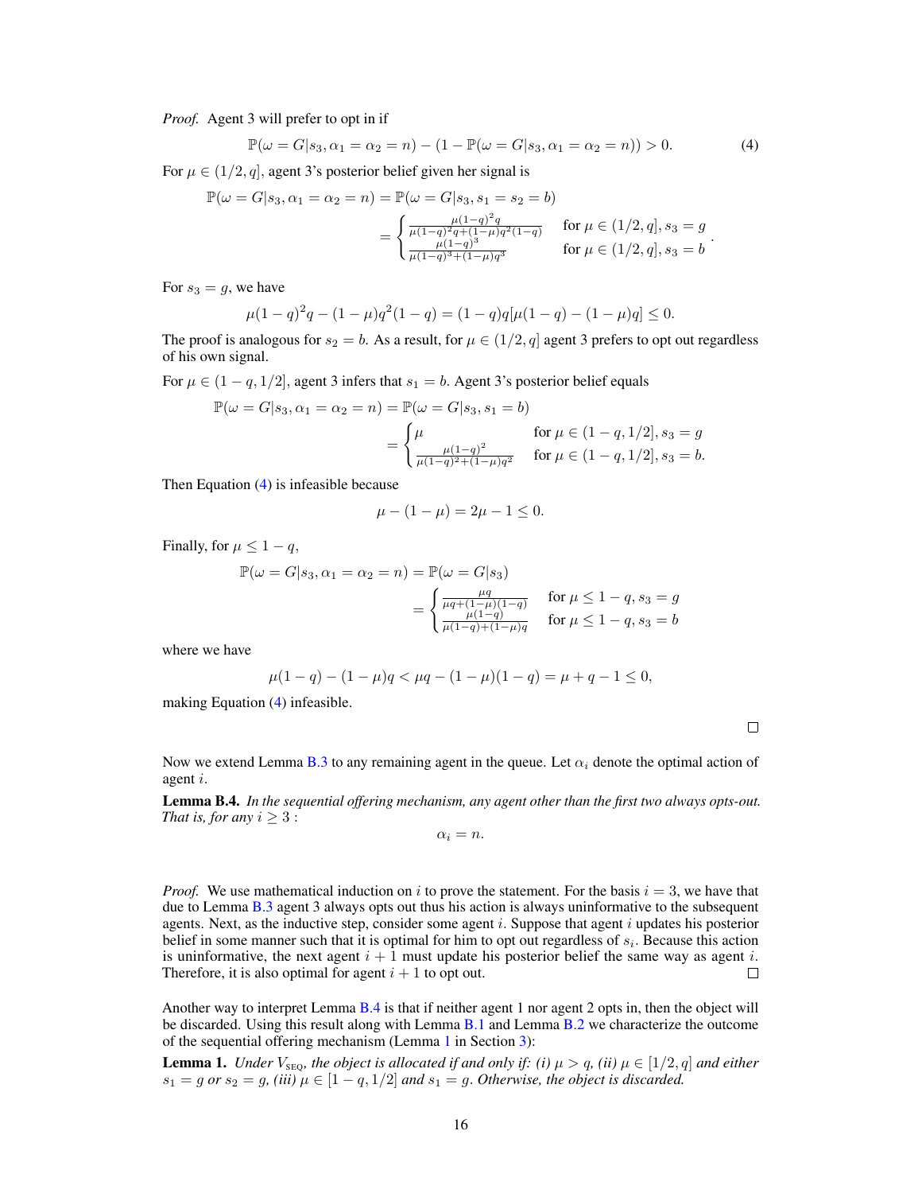*Proof.* Agent 3 will prefer to opt in if

$$\mathbb{P}(\omega = G|s_3, \alpha_1 = \alpha_2 = n) - (1 - \mathbb{P}(\omega = G|s_3, \alpha_1 = \alpha_2 = n)) > 0. \tag{4}$$

For $\mu \in (1/2, q]$, agent 3's posterior belief given her signal is

$$\begin{aligned}\mathbb{P}(\omega = G|s_3, \alpha_1 = \alpha_2 = n) &= \mathbb{P}(\omega = G|s_3, s_1 = s_2 = b) \\ &= \begin{cases} \frac{\mu(1-q)^2 q}{\mu(1-q)^2 q + (1-\mu)q^2(1-q)} & \text{for } \mu \in (1/2, q], s_3 = g \\ \frac{\mu(1-q)^3}{\mu(1-q)^3 + (1-\mu)q^3} & \text{for } \mu \in (1/2, q], s_3 = b \end{cases}.\end{aligned}$$

For $s_3 = g$, we have

$$\mu(1-q)^2 q - (1-\mu)q^2(1-q) = (1-q)q[\mu(1-q) - (1-\mu)q] \leq 0.$$

The proof is analogous for $s_2 = b$. As a result, for $\mu \in (1/2, q]$ agent 3 prefers to opt out regardless of his own signal.

For $\mu \in (1-q, 1/2]$, agent 3 infers that $s_1 = b$. Agent 3's posterior belief equals

$$\begin{aligned}\mathbb{P}(\omega = G|s_3, \alpha_1 = \alpha_2 = n) &= \mathbb{P}(\omega = G|s_3, s_1 = b) \\ &= \begin{cases} \mu & \text{for } \mu \in (1-q, 1/2], s_3 = g \\ \frac{\mu(1-q)^2}{\mu(1-q)^2 + (1-\mu)q^2} & \text{for } \mu \in (1-q, 1/2], s_3 = b. \end{cases}\end{aligned}$$

Then Equation (4) is infeasible because

$$\mu - (1-\mu) = 2\mu - 1 \leq 0.$$

Finally, for $\mu \leq 1 - q$,

$$\begin{aligned}\mathbb{P}(\omega = G|s_3, \alpha_1 = \alpha_2 = n) &= \mathbb{P}(\omega = G|s_3) \\ &= \begin{cases} \frac{\mu q}{\mu q + (1-\mu)(1-q)} & \text{for } \mu \leq 1-q, s_3 = g \\ \frac{\mu(1-q)}{\mu(1-q) + (1-\mu)q} & \text{for } \mu \leq 1-q, s_3 = b \end{cases}\end{aligned}$$

where we have

$$\mu(1-q) - (1-\mu)q < \mu q - (1-\mu)(1-q) = \mu + q - 1 \leq 0,$$

making Equation (4) infeasible. ∎

Now we extend Lemma B.3 to any remaining agent in the queue. Let $\alpha_i$ denote the optimal action of agent $i$.

**Lemma B.4.** *In the sequential offering mechanism, any agent other than the first two always opts-out. That is, for any $i \geq 3$ :*

$$\alpha_i = n.$$

*Proof.* We use mathematical induction on $i$ to prove the statement. For the basis $i = 3$, we have that due to Lemma B.3 agent 3 always opts out thus his action is always uninformative to the subsequent agents. Next, as the inductive step, consider some agent $i$. Suppose that agent $i$ updates his posterior belief in some manner such that it is optimal for him to opt out regardless of $s_i$. Because this action is uninformative, the next agent $i+1$ must update his posterior belief the same way as agent $i$. Therefore, it is also optimal for agent $i+1$ to opt out. ∎

Another way to interpret Lemma B.4 is that if neither agent 1 nor agent 2 opts in, then the object will be discarded. Using this result along with Lemma B.1 and Lemma B.2 we characterize the outcome of the sequential offering mechanism (Lemma 1 in Section 3):

**Lemma 1.** *Under $V_{\text{SEQ}}$, the object is allocated if and only if: (i) $\mu > q$, (ii) $\mu \in [1/2, q]$ and either $s_1 = g$ or $s_2 = g$, (iii) $\mu \in [1-q, 1/2]$ and $s_1 = g$. Otherwise, the object is discarded.*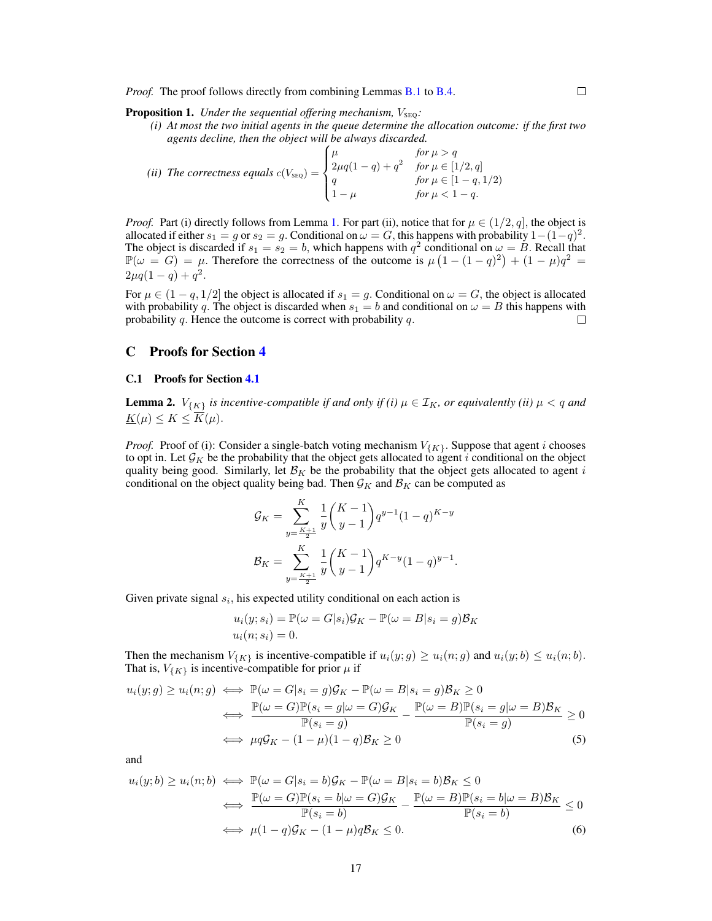*Proof.* The proof follows directly from combining Lemmas B.1 to B.4. □

**Proposition 1.** *Under the sequential offering mechanism, $V_{\text{SEQ}}$:*

*(i) At most the two initial agents in the queue determine the allocation outcome: if the first two agents decline, then the object will be always discarded.*

*(ii) The correctness equals* $c(V_{\text{SEQ}}) = \begin{cases} \mu & \text{for } \mu > q \\ 2\mu q(1-q) + q^2 & \text{for } \mu \in [1/2, q] \\ q & \text{for } \mu \in [1-q, 1/2) \\ 1-\mu & \text{for } \mu < 1-q. \end{cases}$

*Proof.* Part (i) directly follows from Lemma 1. For part (ii), notice that for $\mu \in (1/2, q]$, the object is allocated if either $s_1 = g$ or $s_2 = g$. Conditional on $\omega = G$, this happens with probability $1-(1-q)^2$. The object is discarded if $s_1 = s_2 = b$, which happens with $q^2$ conditional on $\omega = B$. Recall that $\mathbb{P}(\omega = G) = \mu$. Therefore the correctness of the outcome is $\mu\left(1-(1-q)^2\right) + (1-\mu)q^2 = 2\mu q(1-q) + q^2$.

For $\mu \in (1-q, 1/2]$ the object is allocated if $s_1 = g$. Conditional on $\omega = G$, the object is allocated with probability $q$. The object is discarded when $s_1 = b$ and conditional on $\omega = B$ this happens with probability $q$. Hence the outcome is correct with probability $q$. □

# C Proofs for Section 4

## C.1 Proofs for Section 4.1

**Lemma 2.** *$V_{\{K\}}$ is incentive-compatible if and only if (i) $\mu \in \mathcal{I}_K$, or equivalently (ii) $\mu < q$ and $\underline{K}(\mu) \le K \le \overline{K}(\mu)$.*

*Proof.* Proof of (i): Consider a single-batch voting mechanism $V_{\{K\}}$. Suppose that agent $i$ chooses to opt in. Let $\mathcal{G}_K$ be the probability that the object gets allocated to agent $i$ conditional on the object quality being good. Similarly, let $\mathcal{B}_K$ be the probability that the object gets allocated to agent $i$ conditional on the object quality being bad. Then $\mathcal{G}_K$ and $\mathcal{B}_K$ can be computed as

$$\mathcal{G}_K = \sum_{y=\frac{K+1}{2}}^{K} \frac{1}{y}\binom{K-1}{y-1} q^{y-1}(1-q)^{K-y}$$

$$\mathcal{B}_K = \sum_{y=\frac{K+1}{2}}^{K} \frac{1}{y}\binom{K-1}{y-1} q^{K-y}(1-q)^{y-1}.$$

Given private signal $s_i$, his expected utility conditional on each action is

$$u_i(y; s_i) = \mathbb{P}(\omega = G|s_i)\mathcal{G}_K - \mathbb{P}(\omega = B|s_i = g)\mathcal{B}_K$$
$$u_i(n; s_i) = 0.$$

Then the mechanism $V_{\{K\}}$ is incentive-compatible if $u_i(y; g) \ge u_i(n; g)$ and $u_i(y; b) \le u_i(n; b)$. That is, $V_{\{K\}}$ is incentive-compatible for prior $\mu$ if

$$\begin{aligned} u_i(y; g) \ge u_i(n; g) &\iff \mathbb{P}(\omega = G|s_i = g)\mathcal{G}_K - \mathbb{P}(\omega = B|s_i = g)\mathcal{B}_K \ge 0 \\ &\iff \frac{\mathbb{P}(\omega = G)\mathbb{P}(s_i = g|\omega = G)\mathcal{G}_K}{\mathbb{P}(s_i = g)} - \frac{\mathbb{P}(\omega = B)\mathbb{P}(s_i = g|\omega = B)\mathcal{B}_K}{\mathbb{P}(s_i = g)} \ge 0 \\ &\iff \mu q \mathcal{G}_K - (1-\mu)(1-q)\mathcal{B}_K \ge 0 \end{aligned} \tag{5}$$

and

$$\begin{aligned} u_i(y; b) \ge u_i(n; b) &\iff \mathbb{P}(\omega = G|s_i = b)\mathcal{G}_K - \mathbb{P}(\omega = B|s_i = b)\mathcal{B}_K \le 0 \\ &\iff \frac{\mathbb{P}(\omega = G)\mathbb{P}(s_i = b|\omega = G)\mathcal{G}_K}{\mathbb{P}(s_i = b)} - \frac{\mathbb{P}(\omega = B)\mathbb{P}(s_i = b|\omega = B)\mathcal{B}_K}{\mathbb{P}(s_i = b)} \le 0 \\ &\iff \mu(1-q)\mathcal{G}_K - (1-\mu)q\mathcal{B}_K \le 0. \end{aligned} \tag{6}$$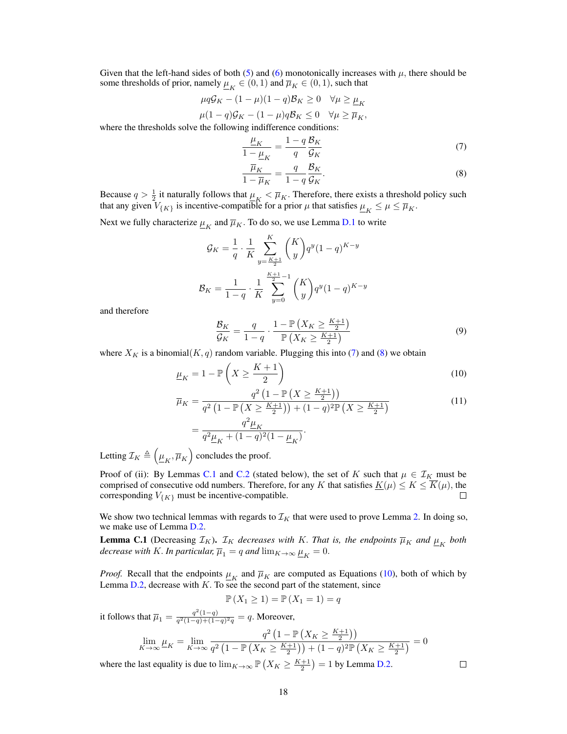Given that the left-hand sides of both (5) and (6) monotonically increases with $\mu$, there should be some thresholds of prior, namely $\underline{\mu}_K \in (0, 1)$ and $\overline{\mu}_K \in (0, 1)$, such that

$$\mu q \mathcal{G}_K - (1-\mu)(1-q)\mathcal{B}_K \geq 0 \quad \forall \mu \geq \underline{\mu}_K$$
$$\mu(1-q)\mathcal{G}_K - (1-\mu)q\mathcal{B}_K \leq 0 \quad \forall \mu \geq \overline{\mu}_K,$$

where the thresholds solve the following indifference conditions:

$$\frac{\underline{\mu}_K}{1-\underline{\mu}_K} = \frac{1-q}{q}\frac{\mathcal{B}_K}{\mathcal{G}_K} \tag{7}$$

$$\frac{\overline{\mu}_K}{1-\overline{\mu}_K} = \frac{q}{1-q}\frac{\mathcal{B}_K}{\mathcal{G}_K}. \tag{8}$$

Because $q > \frac{1}{2}$ it naturally follows that $\underline{\mu}_K < \overline{\mu}_K$. Therefore, there exists a threshold policy such that any given $V_{\{K\}}$ is incentive-compatible for a prior $\mu$ that satisfies $\underline{\mu}_K \leq \mu \leq \overline{\mu}_K$.

Next we fully characterize $\underline{\mu}_K$ and $\overline{\mu}_K$. To do so, we use Lemma D.1 to write

$$\mathcal{G}_K = \frac{1}{q} \cdot \frac{1}{K} \sum_{y=\frac{K+1}{2}}^{K} \binom{K}{y} q^y (1-q)^{K-y}$$

$$\mathcal{B}_K = \frac{1}{1-q} \cdot \frac{1}{K} \sum_{y=0}^{\frac{K+1}{2}-1} \binom{K}{y} q^y (1-q)^{K-y}$$

and therefore

$$\frac{\mathcal{B}_K}{\mathcal{G}_K} = \frac{q}{1-q} \cdot \frac{1 - \mathbb{P}\left(X_K \geq \frac{K+1}{2}\right)}{\mathbb{P}\left(X_K \geq \frac{K+1}{2}\right)} \tag{9}$$

where $X_K$ is a binomial$(K, q)$ random variable. Plugging this into (7) and (8) we obtain

$$\underline{\mu}_K = 1 - \mathbb{P}\left(X \geq \frac{K+1}{2}\right) \tag{10}$$

$$\begin{aligned}\overline{\mu}_K &= \frac{q^2\left(1 - \mathbb{P}\left(X \geq \frac{K+1}{2}\right)\right)}{q^2\left(1 - \mathbb{P}\left(X \geq \frac{K+1}{2}\right)\right) + (1-q)^2\mathbb{P}\left(X \geq \frac{K+1}{2}\right)} \\ &= \frac{q^2 \underline{\mu}_K}{q^2 \underline{\mu}_K + (1-q)^2(1-\underline{\mu}_K)}.\end{aligned} \tag{11}$$

Letting $\mathcal{I}_K \triangleq \left(\underline{\mu}_K, \overline{\mu}_K\right)$ concludes the proof.

Proof of (ii): By Lemmas C.1 and C.2 (stated below), the set of $K$ such that $\mu \in \mathcal{I}_K$ must be comprised of consecutive odd numbers. Therefore, for any $K$ that satisfies $\underline{K}(\mu) \leq K \leq \overline{K}(\mu)$, the corresponding $V_{\{K\}}$ must be incentive-compatible. ◻

We show two technical lemmas with regards to $\mathcal{I}_K$ that were used to prove Lemma 2. In doing so, we make use of Lemma D.2.

**Lemma C.1** (Decreasing $\mathcal{I}_K$). *$\mathcal{I}_K$ decreases with $K$. That is, the endpoints $\overline{\mu}_K$ and $\underline{\mu}_K$ both decrease with $K$. In particular, $\overline{\mu}_1 = q$ and $\lim_{K\to\infty} \underline{\mu}_K = 0$.*

*Proof.* Recall that the endpoints $\underline{\mu}_K$ and $\overline{\mu}_K$ are computed as Equations (10), both of which by Lemma D.2, decrease with $K$. To see the second part of the statement, since

$$\mathbb{P}\left(X_1 \geq 1\right) = \mathbb{P}\left(X_1 = 1\right) = q$$

it follows that $\overline{\mu}_1 = \frac{q^2(1-q)}{q^2(1-q)+(1-q)^2 q} = q$. Moreover,

$$\lim_{K\to\infty} \underline{\mu}_K = \lim_{K\to\infty} \frac{q^2\left(1 - \mathbb{P}\left(X_K \geq \frac{K+1}{2}\right)\right)}{q^2\left(1 - \mathbb{P}\left(X_K \geq \frac{K+1}{2}\right)\right) + (1-q)^2\mathbb{P}\left(X_K \geq \frac{K+1}{2}\right)} = 0$$

where the last equality is due to $\lim_{K\to\infty} \mathbb{P}\left(X_K \geq \frac{K+1}{2}\right) = 1$ by Lemma D.2. ◻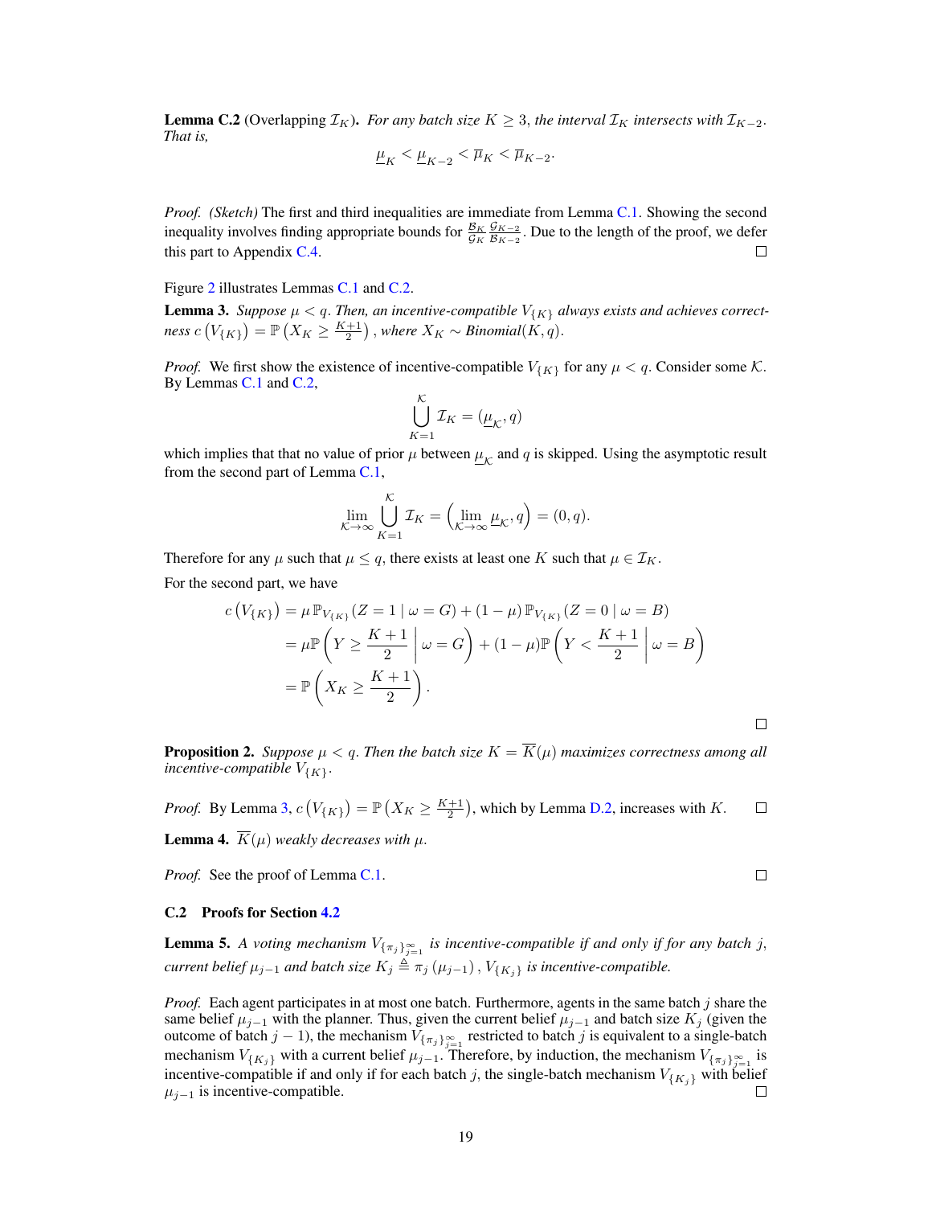**Lemma C.2** (Overlapping $\mathcal{I}_K$). *For any batch size $K \geq 3$, the interval $\mathcal{I}_K$ intersects with $\mathcal{I}_{K-2}$. That is,*

$$\underline{\mu}_K < \underline{\mu}_{K-2} < \overline{\mu}_K < \overline{\mu}_{K-2}.$$

*Proof. (Sketch)* The first and third inequalities are immediate from Lemma C.1. Showing the second inequality involves finding appropriate bounds for $\frac{\mathcal{B}_K}{\mathcal{G}_K}\frac{\mathcal{G}_{K-2}}{\mathcal{B}_{K-2}}$. Due to the length of the proof, we defer this part to Appendix C.4. □

Figure 2 illustrates Lemmas C.1 and C.2.

**Lemma 3.** *Suppose $\mu < q$. Then, an incentive-compatible $V_{\{K\}}$ always exists and achieves correctness $c\left(V_{\{K\}}\right) = \mathbb{P}\left(X_K \geq \frac{K+1}{2}\right)$, where $X_K \sim$ Binomial$(K, q)$.*

*Proof.* We first show the existence of incentive-compatible $V_{\{K\}}$ for any $\mu < q$. Consider some $\mathcal{K}$. By Lemmas C.1 and C.2,

$$\bigcup_{K=1}^{\mathcal{K}} \mathcal{I}_K = (\underline{\mu}_{\mathcal{K}}, q)$$

which implies that that no value of prior $\mu$ between $\underline{\mu}_{\mathcal{K}}$ and $q$ is skipped. Using the asymptotic result from the second part of Lemma C.1,

$$\lim_{\mathcal{K}\to\infty} \bigcup_{K=1}^{\mathcal{K}} \mathcal{I}_K = \left(\lim_{\mathcal{K}\to\infty} \underline{\mu}_{\mathcal{K}}, q\right) = (0, q).$$

Therefore for any $\mu$ such that $\mu \leq q$, there exists at least one $K$ such that $\mu \in \mathcal{I}_K$.

For the second part, we have

$$\begin{aligned}
c\left(V_{\{K\}}\right) &= \mu\,\mathbb{P}_{V_{\{K\}}}(Z = 1 \mid \omega = G) + (1-\mu)\,\mathbb{P}_{V_{\{K\}}}(Z = 0 \mid \omega = B) \\
&= \mu\mathbb{P}\left(Y \geq \frac{K+1}{2} \,\middle|\, \omega = G\right) + (1-\mu)\mathbb{P}\left(Y < \frac{K+1}{2} \,\middle|\, \omega = B\right) \\
&= \mathbb{P}\left(X_K \geq \frac{K+1}{2}\right).
\end{aligned}$$

□

**Proposition 2.** *Suppose $\mu < q$. Then the batch size $K = \overline{K}(\mu)$ maximizes correctness among all incentive-compatible $V_{\{K\}}$.*

*Proof.* By Lemma 3, $c\left(V_{\{K\}}\right) = \mathbb{P}\left(X_K \geq \frac{K+1}{2}\right)$, which by Lemma D.2, increases with $K$. □

**Lemma 4.** *$\overline{K}(\mu)$ weakly decreases with $\mu$.*

*Proof.* See the proof of Lemma C.1. □

### C.2 Proofs for Section 4.2

**Lemma 5.** *A voting mechanism $V_{\{\pi_j\}_{j=1}^{\infty}}$ is incentive-compatible if and only if for any batch $j$, current belief $\mu_{j-1}$ and batch size $K_j \triangleq \pi_j(\mu_{j-1})$, $V_{\{K_j\}}$ is incentive-compatible.*

*Proof.* Each agent participates in at most one batch. Furthermore, agents in the same batch $j$ share the same belief $\mu_{j-1}$ with the planner. Thus, given the current belief $\mu_{j-1}$ and batch size $K_j$ (given the outcome of batch $j-1$), the mechanism $V_{\{\pi_j\}_{j=1}^{\infty}}$ restricted to batch $j$ is equivalent to a single-batch mechanism $V_{\{K_j\}}$ with a current belief $\mu_{j-1}$. Therefore, by induction, the mechanism $V_{\{\pi_j\}_{j=1}^{\infty}}$ is incentive-compatible if and only if for each batch $j$, the single-batch mechanism $V_{\{K_j\}}$ with belief $\mu_{j-1}$ is incentive-compatible. □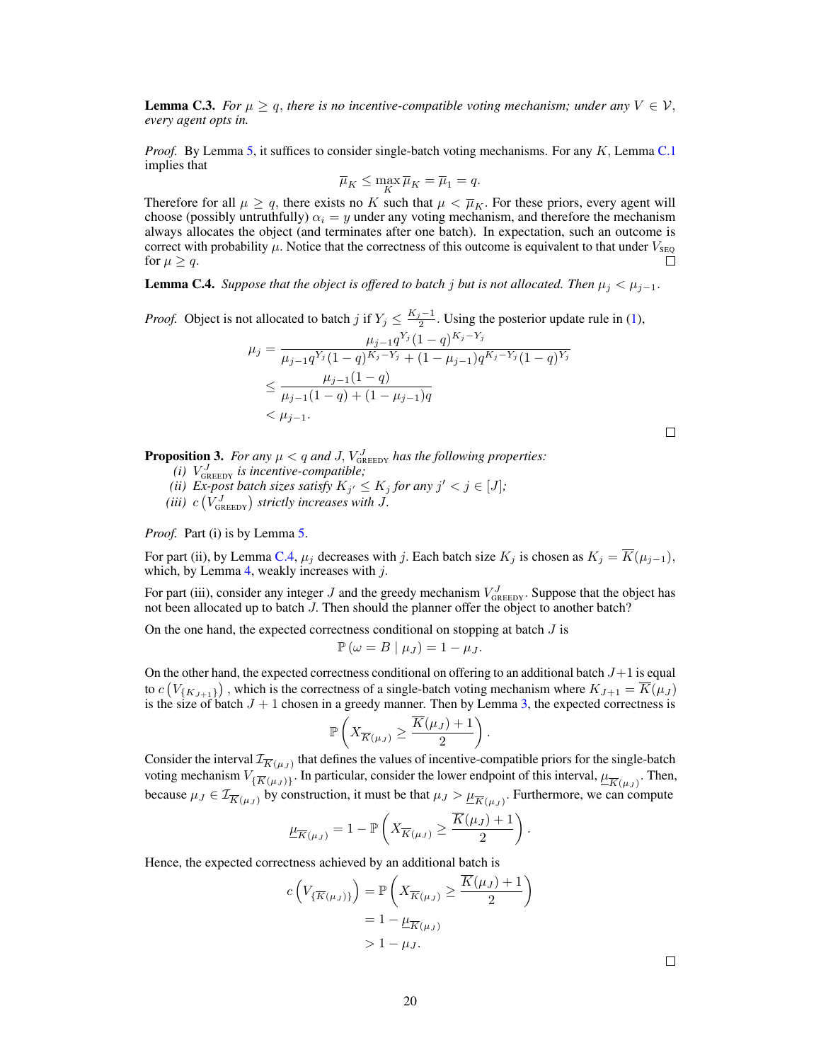**Lemma C.3.** *For $\mu \geq q$, there is no incentive-compatible voting mechanism; under any $V \in \mathcal{V}$, every agent opts in.*

*Proof.* By Lemma 5, it suffices to consider single-batch voting mechanisms. For any $K$, Lemma C.1 implies that

$$\overline{\mu}_K \leq \max_K \overline{\mu}_K = \overline{\mu}_1 = q.$$

Therefore for all $\mu \geq q$, there exists no $K$ such that $\mu < \overline{\mu}_K$. For these priors, every agent will choose (possibly untruthfully) $\alpha_i = y$ under any voting mechanism, and therefore the mechanism always allocates the object (and terminates after one batch). In expectation, such an outcome is correct with probability $\mu$. Notice that the correctness of this outcome is equivalent to that under $V_{\text{SEQ}}$ for $\mu \geq q$. □

**Lemma C.4.** *Suppose that the object is offered to batch $j$ but is not allocated. Then $\mu_j < \mu_{j-1}$.*

*Proof.* Object is not allocated to batch $j$ if $Y_j \leq \frac{K_j - 1}{2}$. Using the posterior update rule in (1),

$$\begin{aligned}
\mu_j &= \frac{\mu_{j-1} q^{Y_j}(1-q)^{K_j - Y_j}}{\mu_{j-1} q^{Y_j}(1-q)^{K_j - Y_j} + (1-\mu_{j-1}) q^{K_j - Y_j}(1-q)^{Y_j}} \\
&\leq \frac{\mu_{j-1}(1-q)}{\mu_{j-1}(1-q) + (1-\mu_{j-1}) q} \\
&< \mu_{j-1}.
\end{aligned}$$

□

**Proposition 3.** *For any $\mu < q$ and $J$, $V^J_{\text{GREEDY}}$ has the following properties:*

*(i) $V^J_{\text{GREEDY}}$ is incentive-compatible;*

*(ii) Ex-post batch sizes satisfy $K_{j'} \leq K_j$ for any $j' < j \in [J]$;*

*(iii) $c\left(V^J_{\text{GREEDY}}\right)$ strictly increases with $J$.*

*Proof.* Part (i) is by Lemma 5.

For part (ii), by Lemma C.4, $\mu_j$ decreases with $j$. Each batch size $K_j$ is chosen as $K_j = \overline{K}(\mu_{j-1})$, which, by Lemma 4, weakly increases with $j$.

For part (iii), consider any integer $J$ and the greedy mechanism $V^J_{\text{GREEDY}}$. Suppose that the object has not been allocated up to batch $J$. Then should the planner offer the object to another batch?

On the one hand, the expected correctness conditional on stopping at batch $J$ is

$$\mathbb{P}\left(\omega = B \mid \mu_J\right) = 1 - \mu_J.$$

On the other hand, the expected correctness conditional on offering to an additional batch $J+1$ is equal to $c\left(V_{\{K_{J+1}\}}\right)$, which is the correctness of a single-batch voting mechanism where $K_{J+1} = \overline{K}(\mu_J)$ is the size of batch $J+1$ chosen in a greedy manner. Then by Lemma 3, the expected correctness is

$$\mathbb{P}\left(X_{\overline{K}(\mu_J)} \geq \frac{\overline{K}(\mu_J) + 1}{2}\right).$$

Consider the interval $\mathcal{I}_{\overline{K}(\mu_J)}$ that defines the values of incentive-compatible priors for the single-batch voting mechanism $V_{\{\overline{K}(\mu_J)\}}$. In particular, consider the lower endpoint of this interval, $\underline{\mu}_{\overline{K}(\mu_J)}$. Then, because $\mu_J \in \mathcal{I}_{\overline{K}(\mu_J)}$ by construction, it must be that $\mu_J > \underline{\mu}_{\overline{K}(\mu_J)}$. Furthermore, we can compute

$$\underline{\mu}_{\overline{K}(\mu_J)} = 1 - \mathbb{P}\left(X_{\overline{K}(\mu_J)} \geq \frac{\overline{K}(\mu_J) + 1}{2}\right).$$

Hence, the expected correctness achieved by an additional batch is

$$\begin{aligned}
c\left(V_{\{\overline{K}(\mu_J)\}}\right) &= \mathbb{P}\left(X_{\overline{K}(\mu_J)} \geq \frac{\overline{K}(\mu_J) + 1}{2}\right) \\
&= 1 - \underline{\mu}_{\overline{K}(\mu_J)} \\
&> 1 - \mu_J.
\end{aligned}$$

□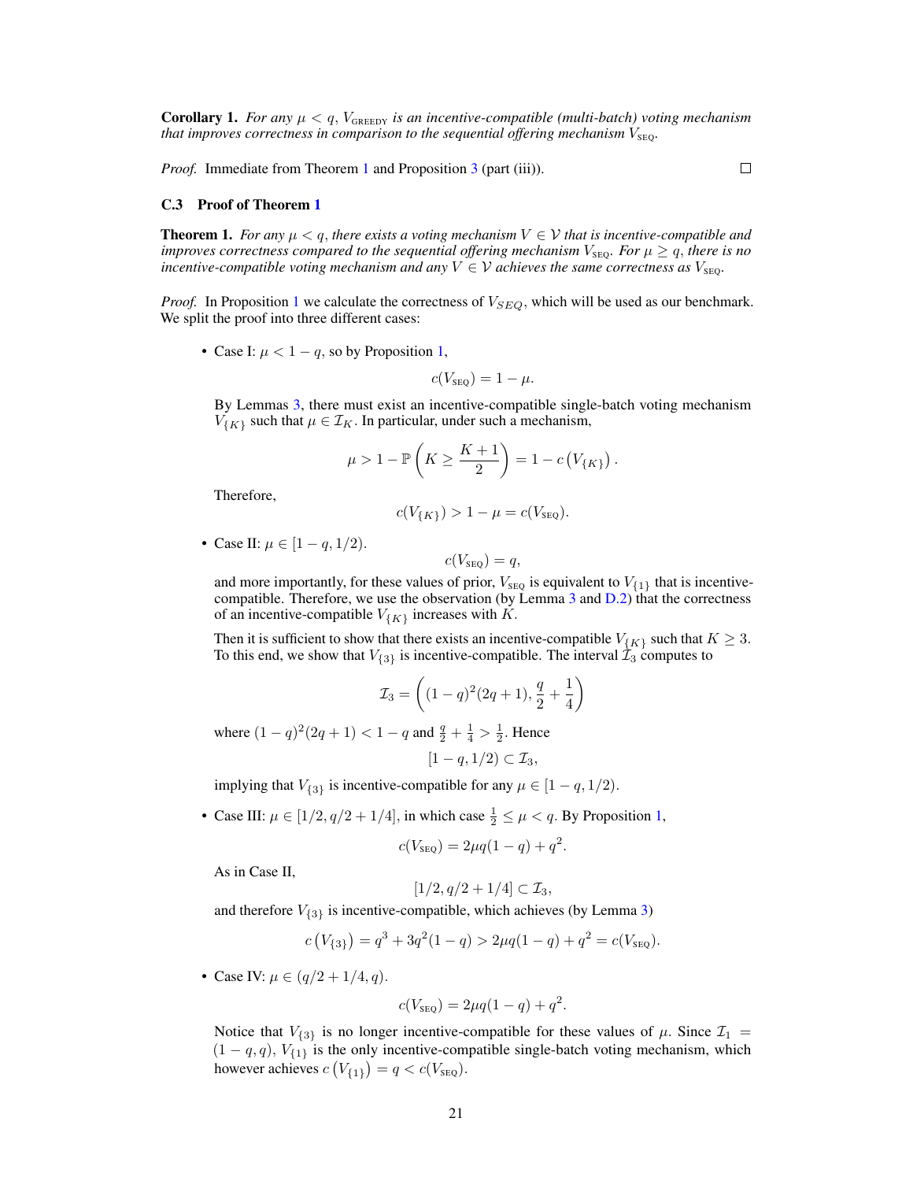**Corollary 1.** *For any $\mu < q$, $V_{\text{GREEDY}}$ is an incentive-compatible (multi-batch) voting mechanism that improves correctness in comparison to the sequential offering mechanism $V_{\text{SEQ}}$.*

*Proof.* Immediate from Theorem 1 and Proposition 3 (part (iii)). ☐

### C.3 Proof of Theorem 1

**Theorem 1.** *For any $\mu < q$, there exists a voting mechanism $V \in \mathcal{V}$ that is incentive-compatible and improves correctness compared to the sequential offering mechanism $V_{\text{SEQ}}$. For $\mu \geq q$, there is no incentive-compatible voting mechanism and any $V \in \mathcal{V}$ achieves the same correctness as $V_{\text{SEQ}}$.*

*Proof.* In Proposition 1 we calculate the correctness of $V_{SEQ}$, which will be used as our benchmark. We split the proof into three different cases:

- Case I: $\mu < 1 - q$, so by Proposition 1,
$$c(V_{\text{SEQ}}) = 1 - \mu.$$
By Lemmas 3, there must exist an incentive-compatible single-batch voting mechanism $V_{\{K\}}$ such that $\mu \in \mathcal{I}_K$. In particular, under such a mechanism,
$$\mu > 1 - \mathbb{P}\left(K \geq \frac{K+1}{2}\right) = 1 - c\left(V_{\{K\}}\right).$$
Therefore,
$$c(V_{\{K\}}) > 1 - \mu = c(V_{\text{SEQ}}).$$

- Case II: $\mu \in [1 - q, 1/2)$.
$$c(V_{\text{SEQ}}) = q,$$
and more importantly, for these values of prior, $V_{\text{SEQ}}$ is equivalent to $V_{\{1\}}$ that is incentive-compatible. Therefore, we use the observation (by Lemma 3 and D.2) that the correctness of an incentive-compatible $V_{\{K\}}$ increases with $K$.

  Then it is sufficient to show that there exists an incentive-compatible $V_{\{K\}}$ such that $K \geq 3$. To this end, we show that $V_{\{3\}}$ is incentive-compatible. The interval $\mathcal{I}_3$ computes to
$$\mathcal{I}_3 = \left((1-q)^2(2q+1), \frac{q}{2} + \frac{1}{4}\right)$$
where $(1-q)^2(2q+1) < 1 - q$ and $\frac{q}{2} + \frac{1}{4} > \frac{1}{2}$. Hence
$$[1 - q, 1/2) \subset \mathcal{I}_3,$$
implying that $V_{\{3\}}$ is incentive-compatible for any $\mu \in [1 - q, 1/2)$.

- Case III: $\mu \in [1/2, q/2 + 1/4]$, in which case $\frac{1}{2} \leq \mu < q$. By Proposition 1,
$$c(V_{\text{SEQ}}) = 2\mu q(1-q) + q^2.$$
As in Case II,
$$[1/2, q/2 + 1/4] \subset \mathcal{I}_3,$$
and therefore $V_{\{3\}}$ is incentive-compatible, which achieves (by Lemma 3)
$$c\left(V_{\{3\}}\right) = q^3 + 3q^2(1-q) > 2\mu q(1-q) + q^2 = c(V_{\text{SEQ}}).$$

- Case IV: $\mu \in (q/2 + 1/4, q)$.
$$c(V_{\text{SEQ}}) = 2\mu q(1-q) + q^2.$$
Notice that $V_{\{3\}}$ is no longer incentive-compatible for these values of $\mu$. Since $\mathcal{I}_1 = (1 - q, q)$, $V_{\{1\}}$ is the only incentive-compatible single-batch voting mechanism, which however achieves $c\left(V_{\{1\}}\right) = q < c(V_{\text{SEQ}})$.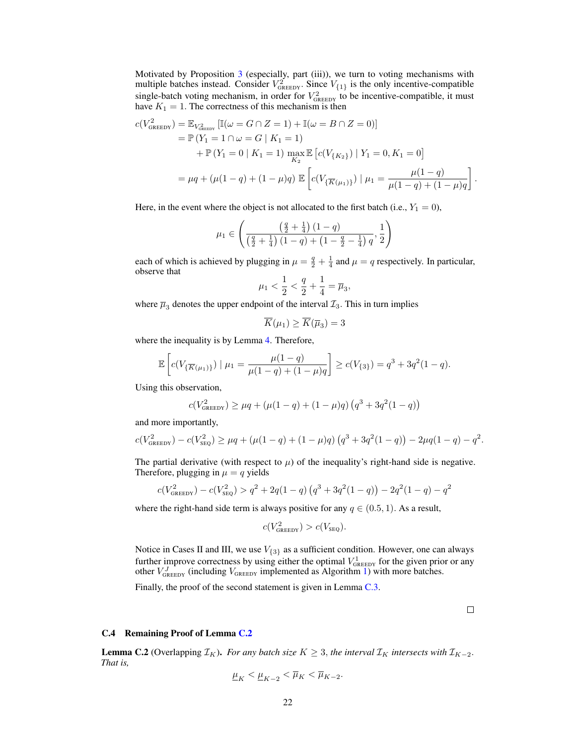Motivated by Proposition 3 (especially, part (iii)), we turn to voting mechanisms with multiple batches instead. Consider $V^2_{\text{GREEDY}}$. Since $V_{\{1\}}$ is the only incentive-compatible single-batch voting mechanism, in order for $V^2_{\text{GREEDY}}$ to be incentive-compatible, it must have $K_1 = 1$. The correctness of this mechanism is then

$$
\begin{aligned}
c(V^2_{\text{GREEDY}}) &= \mathbb{E}_{V^2_{\text{GREEDY}}}\left[\mathbb{I}(\omega = G \cap Z = 1) + \mathbb{I}(\omega = B \cap Z = 0)\right] \\
&= \mathbb{P}\left(Y_1 = 1 \cap \omega = G \mid K_1 = 1\right) \\
&\quad + \mathbb{P}\left(Y_1 = 0 \mid K_1 = 1\right) \max_{K_2} \mathbb{E}\left[c(V_{\{K_2\}}) \mid Y_1 = 0, K_1 = 0\right] \\
&= \mu q + (\mu(1-q) + (1-\mu)q)\; \mathbb{E}\left[c(V_{\{\overline{K}(\mu_1)\}}) \mid \mu_1 = \frac{\mu(1-q)}{\mu(1-q) + (1-\mu)q}\right].
\end{aligned}
$$

Here, in the event where the object is not allocated to the first batch (i.e., $Y_1 = 0$),

$$
\mu_1 \in \left( \frac{\left(\frac{q}{2} + \frac{1}{4}\right)(1-q)}{\left(\frac{q}{2} + \frac{1}{4}\right)(1-q) + \left(1 - \frac{q}{2} - \frac{1}{4}\right)q}, \frac{1}{2} \right)
$$

each of which is achieved by plugging in $\mu = \frac{q}{2} + \frac{1}{4}$ and $\mu = q$ respectively. In particular, observe that

$$
\mu_1 < \frac{1}{2} < \frac{q}{2} + \frac{1}{4} = \overline{\mu}_3,
$$

where $\overline{\mu}_3$ denotes the upper endpoint of the interval $\mathcal{I}_3$. This in turn implies

$$
\overline{K}(\mu_1) \geq \overline{K}(\overline{\mu}_3) = 3
$$

where the inequality is by Lemma 4. Therefore,

$$
\mathbb{E}\left[c(V_{\{\overline{K}(\mu_1)\}}) \mid \mu_1 = \frac{\mu(1-q)}{\mu(1-q) + (1-\mu)q}\right] \geq c(V_{\{3\}}) = q^3 + 3q^2(1-q).
$$

Using this observation,

$$
c(V^2_{\text{GREEDY}}) \geq \mu q + (\mu(1-q) + (1-\mu)q)\left(q^3 + 3q^2(1-q)\right)
$$

and more importantly,

$$
c(V^2_{\text{GREEDY}}) - c(V^2_{\text{SEQ}}) \geq \mu q + (\mu(1-q) + (1-\mu)q)\left(q^3 + 3q^2(1-q)\right) - 2\mu q(1-q) - q^2.
$$

The partial derivative (with respect to $\mu$) of the inequality's right-hand side is negative. Therefore, plugging in $\mu = q$ yields

$$
c(V^2_{\text{GREEDY}}) - c(V^2_{\text{SEQ}}) > q^2 + 2q(1-q)\left(q^3 + 3q^2(1-q)\right) - 2q^2(1-q) - q^2
$$

where the right-hand side term is always positive for any $q \in (0.5, 1)$. As a result,

$$
c(V^2_{\text{GREEDY}}) > c(V_{\text{SEQ}}).
$$

Notice in Cases II and III, we use $V_{\{3\}}$ as a sufficient condition. However, one can always further improve correctness by using either the optimal $V^1_{\text{GREEDY}}$ for the given prior or any other $V^J_{\text{GREEDY}}$ (including $V_{\text{GREEDY}}$ implemented as Algorithm 1) with more batches.

Finally, the proof of the second statement is given in Lemma C.3.

□

### C.4 Remaining Proof of Lemma C.2

**Lemma C.2** (Overlapping $\mathcal{I}_K$). *For any batch size $K \geq 3$, the interval $\mathcal{I}_K$ intersects with $\mathcal{I}_{K-2}$. That is,*

$$
\underline{\mu}_K < \underline{\mu}_{K-2} < \overline{\mu}_K < \overline{\mu}_{K-2}.
$$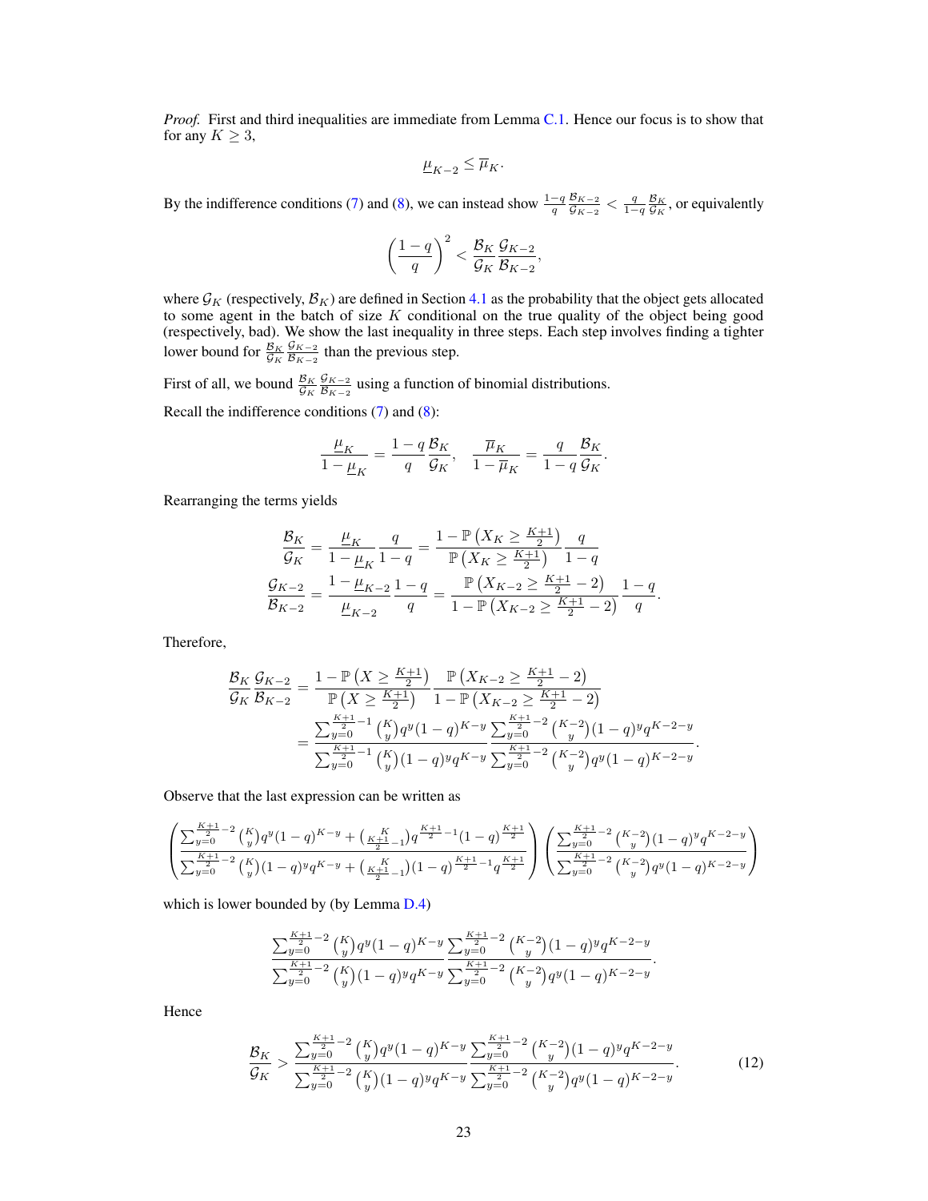*Proof.* First and third inequalities are immediate from Lemma C.1. Hence our focus is to show that for any $K \geq 3$,

$$\underline{\mu}_{K-2} \leq \overline{\mu}_K.$$

By the indifference conditions (7) and (8), we can instead show $\frac{1-q}{q}\frac{\mathcal{B}_{K-2}}{\mathcal{G}_{K-2}} < \frac{q}{1-q}\frac{\mathcal{B}_K}{\mathcal{G}_K}$, or equivalently

$$\left(\frac{1-q}{q}\right)^2 < \frac{\mathcal{B}_K}{\mathcal{G}_K}\frac{\mathcal{G}_{K-2}}{\mathcal{B}_{K-2}},$$

where $\mathcal{G}_K$ (respectively, $\mathcal{B}_K$) are defined in Section 4.1 as the probability that the object gets allocated to some agent in the batch of size $K$ conditional on the true quality of the object being good (respectively, bad). We show the last inequality in three steps. Each step involves finding a tighter lower bound for $\frac{\mathcal{B}_K}{\mathcal{G}_K}\frac{\mathcal{G}_{K-2}}{\mathcal{B}_{K-2}}$ than the previous step.

First of all, we bound $\frac{\mathcal{B}_K}{\mathcal{G}_K}\frac{\mathcal{G}_{K-2}}{\mathcal{B}_{K-2}}$ using a function of binomial distributions.

Recall the indifference conditions (7) and (8):

$$\frac{\underline{\mu}_K}{1-\underline{\mu}_K} = \frac{1-q}{q}\frac{\mathcal{B}_K}{\mathcal{G}_K}, \quad \frac{\overline{\mu}_K}{1-\overline{\mu}_K} = \frac{q}{1-q}\frac{\mathcal{B}_K}{\mathcal{G}_K}.$$

Rearranging the terms yields

$$\begin{aligned}
\frac{\mathcal{B}_K}{\mathcal{G}_K} &= \frac{\underline{\mu}_K}{1-\underline{\mu}_K}\frac{q}{1-q} = \frac{1-\mathbb{P}\left(X_K \geq \frac{K+1}{2}\right)}{\mathbb{P}\left(X_K \geq \frac{K+1}{2}\right)}\frac{q}{1-q} \\
\frac{\mathcal{G}_{K-2}}{\mathcal{B}_{K-2}} &= \frac{1-\underline{\mu}_{K-2}}{\underline{\mu}_{K-2}}\frac{1-q}{q} = \frac{\mathbb{P}\left(X_{K-2} \geq \frac{K+1}{2}-2\right)}{1-\mathbb{P}\left(X_{K-2} \geq \frac{K+1}{2}-2\right)}\frac{1-q}{q}.
\end{aligned}$$

Therefore,

$$\begin{aligned}
\frac{\mathcal{B}_K}{\mathcal{G}_K}\frac{\mathcal{G}_{K-2}}{\mathcal{B}_{K-2}} &= \frac{1-\mathbb{P}\left(X \geq \frac{K+1}{2}\right)}{\mathbb{P}\left(X \geq \frac{K+1}{2}\right)}\frac{\mathbb{P}\left(X_{K-2} \geq \frac{K+1}{2}-2\right)}{1-\mathbb{P}\left(X_{K-2} \geq \frac{K+1}{2}-2\right)} \\
&= \frac{\sum_{y=0}^{\frac{K+1}{2}-1}\binom{K}{y}q^y(1-q)^{K-y}}{\sum_{y=0}^{\frac{K+1}{2}-1}\binom{K}{y}(1-q)^y q^{K-y}}\frac{\sum_{y=0}^{\frac{K+1}{2}-2}\binom{K-2}{y}(1-q)^y q^{K-2-y}}{\sum_{y=0}^{\frac{K+1}{2}-2}\binom{K-2}{y}q^y(1-q)^{K-2-y}}.
\end{aligned}$$

Observe that the last expression can be written as

$$\left(\frac{\sum_{y=0}^{\frac{K+1}{2}-2}\binom{K}{y}q^y(1-q)^{K-y} + \binom{K}{\frac{K+1}{2}-1}q^{\frac{K+1}{2}-1}(1-q)^{\frac{K+1}{2}}}{\sum_{y=0}^{\frac{K+1}{2}-2}\binom{K}{y}(1-q)^y q^{K-y} + \binom{K}{\frac{K+1}{2}-1}(1-q)^{\frac{K+1}{2}-1}q^{\frac{K+1}{2}}}\right)\left(\frac{\sum_{y=0}^{\frac{K+1}{2}-2}\binom{K-2}{y}(1-q)^y q^{K-2-y}}{\sum_{y=0}^{\frac{K+1}{2}-2}\binom{K-2}{y}q^y(1-q)^{K-2-y}}\right)$$

which is lower bounded by (by Lemma D.4)

$$\frac{\sum_{y=0}^{\frac{K+1}{2}-2}\binom{K}{y}q^y(1-q)^{K-y}}{\sum_{y=0}^{\frac{K+1}{2}-2}\binom{K}{y}(1-q)^y q^{K-y}}\frac{\sum_{y=0}^{\frac{K+1}{2}-2}\binom{K-2}{y}(1-q)^y q^{K-2-y}}{\sum_{y=0}^{\frac{K+1}{2}-2}\binom{K-2}{y}q^y(1-q)^{K-2-y}}.$$

Hence

$$\frac{\mathcal{B}_K}{\mathcal{G}_K} > \frac{\sum_{y=0}^{\frac{K+1}{2}-2}\binom{K}{y}q^y(1-q)^{K-y}}{\sum_{y=0}^{\frac{K+1}{2}-2}\binom{K}{y}(1-q)^y q^{K-y}}\frac{\sum_{y=0}^{\frac{K+1}{2}-2}\binom{K-2}{y}(1-q)^y q^{K-2-y}}{\sum_{y=0}^{\frac{K+1}{2}-2}\binom{K-2}{y}q^y(1-q)^{K-2-y}}. \tag{12}$$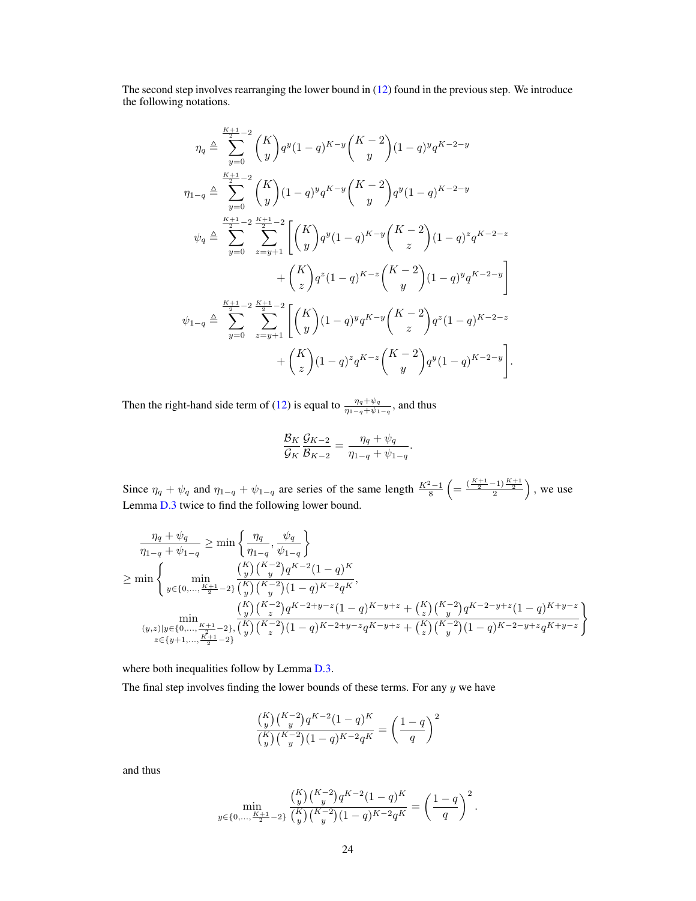The second step involves rearranging the lower bound in (12) found in the previous step. We introduce the following notations.

$$
\begin{aligned}
\eta_q &\triangleq \sum_{y=0}^{\frac{K+1}{2}-2} \binom{K}{y} q^y (1-q)^{K-y} \binom{K-2}{y} (1-q)^y q^{K-2-y} \\
\eta_{1-q} &\triangleq \sum_{y=0}^{\frac{K+1}{2}-2} \binom{K}{y} (1-q)^y q^{K-y} \binom{K-2}{y} q^y (1-q)^{K-2-y} \\
\psi_q &\triangleq \sum_{y=0}^{\frac{K+1}{2}-2} \sum_{z=y+1}^{\frac{K+1}{2}-2} \Bigg[ \binom{K}{y} q^y (1-q)^{K-y} \binom{K-2}{z} (1-q)^z q^{K-2-z} \\
&\qquad\qquad + \binom{K}{z} q^z (1-q)^{K-z} \binom{K-2}{y} (1-q)^y q^{K-2-y} \Bigg] \\
\psi_{1-q} &\triangleq \sum_{y=0}^{\frac{K+1}{2}-2} \sum_{z=y+1}^{\frac{K+1}{2}-2} \Bigg[ \binom{K}{y} (1-q)^y q^{K-y} \binom{K-2}{z} q^z (1-q)^{K-2-z} \\
&\qquad\qquad + \binom{K}{z} (1-q)^z q^{K-z} \binom{K-2}{y} q^y (1-q)^{K-2-y} \Bigg].
\end{aligned}
$$

Then the right-hand side term of (12) is equal to $\frac{\eta_q + \psi_q}{\eta_{1-q} + \psi_{1-q}}$, and thus

$$
\frac{\mathcal{B}_K}{\mathcal{G}_K} \frac{\mathcal{G}_{K-2}}{\mathcal{B}_{K-2}} = \frac{\eta_q + \psi_q}{\eta_{1-q} + \psi_{1-q}}.
$$

Since $\eta_q + \psi_q$ and $\eta_{1-q} + \psi_{1-q}$ are series of the same length $\frac{K^2-1}{8}$ $\left( = \frac{(\frac{K+1}{2}-1)\frac{K+1}{2}}{2} \right)$, we use Lemma D.3 twice to find the following lower bound.

$$
\begin{aligned}
&\frac{\eta_q + \psi_q}{\eta_{1-q} + \psi_{1-q}} \geq \min \left\{ \frac{\eta_q}{\eta_{1-q}}, \frac{\psi_q}{\psi_{1-q}} \right\} \\
&\geq \min \Bigg\{ \min_{y \in \{0,\ldots,\frac{K+1}{2}-2\}} \frac{\binom{K}{y}\binom{K-2}{y} q^{K-2} (1-q)^K}{\binom{K}{y}\binom{K-2}{y} (1-q)^{K-2} q^K}, \\
&\qquad \min_{\substack{(y,z) | y \in \{0,\ldots,\frac{K+1}{2}-2\},\\ z \in \{y+1,\ldots,\frac{K+1}{2}-2\}}} \frac{\binom{K}{y}\binom{K-2}{z} q^{K-2+y-z} (1-q)^{K-y+z} + \binom{K}{z}\binom{K-2}{y} q^{K-2-y+z} (1-q)^{K+y-z}}{\binom{K}{y}\binom{K-2}{z} (1-q)^{K-2+y-z} q^{K-y+z} + \binom{K}{z}\binom{K-2}{y} (1-q)^{K-2-y+z} q^{K+y-z}} \Bigg\}
\end{aligned}
$$

where both inequalities follow by Lemma D.3.

The final step involves finding the lower bounds of these terms. For any $y$ we have

$$
\frac{\binom{K}{y}\binom{K-2}{y} q^{K-2} (1-q)^K}{\binom{K}{y}\binom{K-2}{y} (1-q)^{K-2} q^K} = \left( \frac{1-q}{q} \right)^2
$$

and thus

$$
\min_{y \in \{0,\ldots,\frac{K+1}{2}-2\}} \frac{\binom{K}{y}\binom{K-2}{y} q^{K-2} (1-q)^K}{\binom{K}{y}\binom{K-2}{y} (1-q)^{K-2} q^K} = \left( \frac{1-q}{q} \right)^2.
$$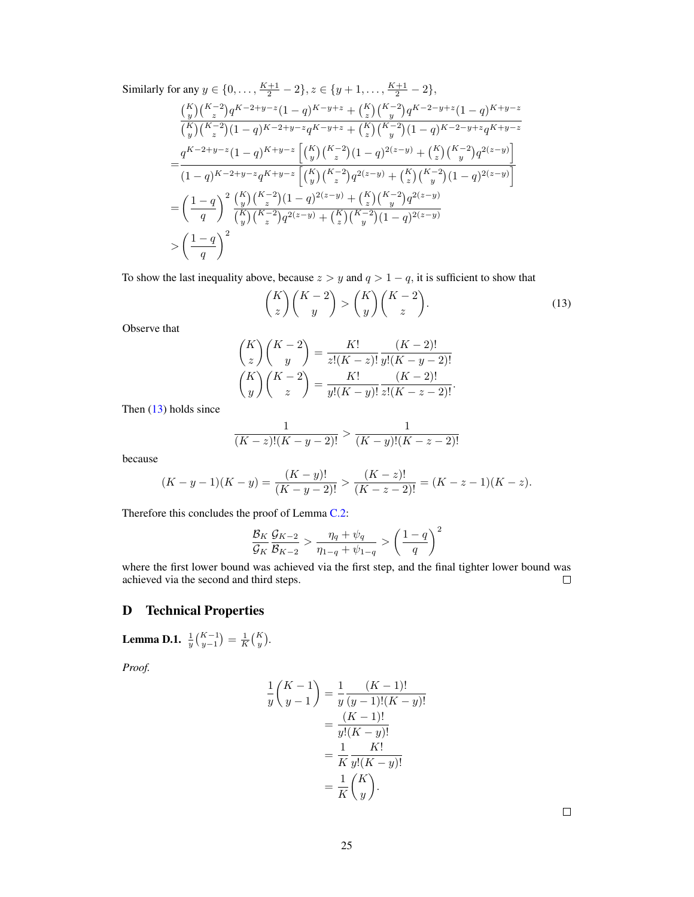Similarly for any $y \in \{0, \ldots, \frac{K+1}{2} - 2\}, z \in \{y+1, \ldots, \frac{K+1}{2} - 2\}$,

$$
\begin{aligned}
&\frac{\binom{K}{y}\binom{K-2}{z} q^{K-2+y-z}(1-q)^{K-y+z} + \binom{K}{z}\binom{K-2}{y} q^{K-2-y+z}(1-q)^{K+y-z}}{\binom{K}{y}\binom{K-2}{z}(1-q)^{K-2+y-z} q^{K-y+z} + \binom{K}{z}\binom{K-2}{y}(1-q)^{K-2-y+z} q^{K+y-z}} \\
=&\frac{q^{K-2+y-z}(1-q)^{K+y-z}\left[\binom{K}{y}\binom{K-2}{z}(1-q)^{2(z-y)} + \binom{K}{z}\binom{K-2}{y} q^{2(z-y)}\right]}{(1-q)^{K-2+y-z} q^{K+y-z}\left[\binom{K}{y}\binom{K-2}{z} q^{2(z-y)} + \binom{K}{z}\binom{K-2}{y}(1-q)^{2(z-y)}\right]} \\
=&\left(\frac{1-q}{q}\right)^2 \frac{\binom{K}{y}\binom{K-2}{z}(1-q)^{2(z-y)} + \binom{K}{z}\binom{K-2}{y} q^{2(z-y)}}{\binom{K}{y}\binom{K-2}{z} q^{2(z-y)} + \binom{K}{z}\binom{K-2}{y}(1-q)^{2(z-y)}} \\
>&\left(\frac{1-q}{q}\right)^2
\end{aligned}
$$

To show the last inequality above, because $z > y$ and $q > 1 - q$, it is sufficient to show that

$$
\binom{K}{z}\binom{K-2}{y} > \binom{K}{y}\binom{K-2}{z}. \tag{13}
$$

Observe that

$$
\begin{aligned}
\binom{K}{z}\binom{K-2}{y} &= \frac{K!}{z!(K-z)!}\frac{(K-2)!}{y!(K-y-2)!} \\
\binom{K}{y}\binom{K-2}{z} &= \frac{K!}{y!(K-y)!}\frac{(K-2)!}{z!(K-z-2)!}.
\end{aligned}
$$

Then (13) holds since

$$
\frac{1}{(K-z)!(K-y-2)!} > \frac{1}{(K-y)!(K-z-2)!}
$$

because

$$
(K-y-1)(K-y) = \frac{(K-y)!}{(K-y-2)!} > \frac{(K-z)!}{(K-z-2)!} = (K-z-1)(K-z).
$$

Therefore this concludes the proof of Lemma C.2:

$$
\frac{\mathcal{B}_K}{\mathcal{G}_K}\frac{\mathcal{G}_{K-2}}{\mathcal{B}_{K-2}} > \frac{\eta_q + \psi_q}{\eta_{1-q} + \psi_{1-q}} > \left(\frac{1-q}{q}\right)^2
$$

where the first lower bound was achieved via the first step, and the final tighter lower bound was achieved via the second and third steps. □

# D Technical Properties

**Lemma D.1.** $\frac{1}{y}\binom{K-1}{y-1} = \frac{1}{K}\binom{K}{y}$.

*Proof.*

$$
\begin{aligned}
\frac{1}{y}\binom{K-1}{y-1} &= \frac{1}{y}\frac{(K-1)!}{(y-1)!(K-y)!} \\
&= \frac{(K-1)!}{y!(K-y)!} \\
&= \frac{1}{K}\frac{K!}{y!(K-y)!} \\
&= \frac{1}{K}\binom{K}{y}.
\end{aligned}
$$

□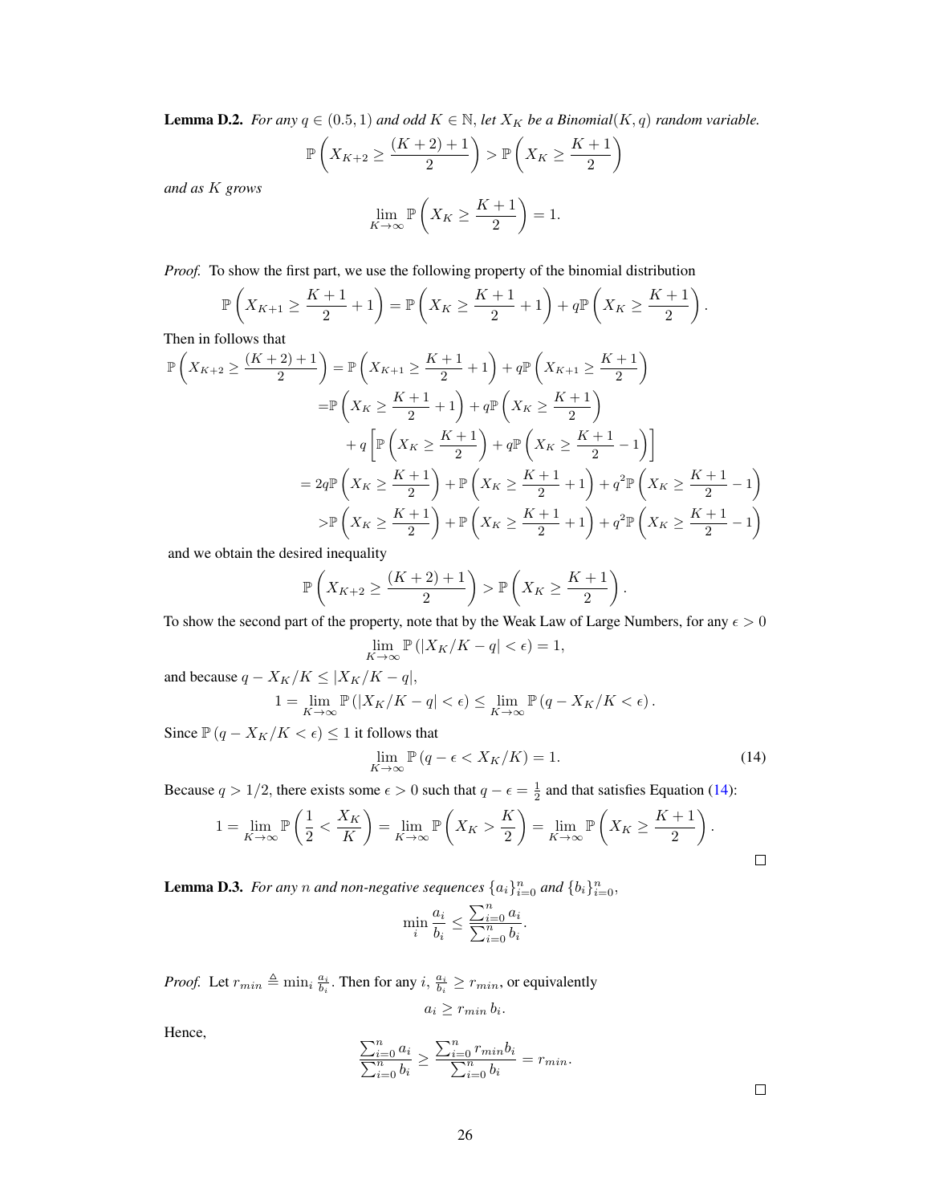**Lemma D.2.** *For any $q \in (0.5, 1)$ and odd $K \in \mathbb{N}$, let $X_K$ be a Binomial$(K, q)$ random variable.*

$$\mathbb{P}\left(X_{K+2} \geq \frac{(K+2)+1}{2}\right) > \mathbb{P}\left(X_K \geq \frac{K+1}{2}\right)$$

*and as $K$ grows*

$$\lim_{K\to\infty} \mathbb{P}\left(X_K \geq \frac{K+1}{2}\right) = 1.$$

*Proof.* To show the first part, we use the following property of the binomial distribution

$$\mathbb{P}\left(X_{K+1} \geq \frac{K+1}{2} + 1\right) = \mathbb{P}\left(X_K \geq \frac{K+1}{2} + 1\right) + q\mathbb{P}\left(X_K \geq \frac{K+1}{2}\right).$$

Then in follows that

$$\begin{aligned}
\mathbb{P}\left(X_{K+2} \geq \frac{(K+2)+1}{2}\right) &= \mathbb{P}\left(X_{K+1} \geq \frac{K+1}{2} + 1\right) + q\mathbb{P}\left(X_{K+1} \geq \frac{K+1}{2}\right) \\
&= \mathbb{P}\left(X_K \geq \frac{K+1}{2} + 1\right) + q\mathbb{P}\left(X_K \geq \frac{K+1}{2}\right) \\
&\quad + q\left[\mathbb{P}\left(X_K \geq \frac{K+1}{2}\right) + q\mathbb{P}\left(X_K \geq \frac{K+1}{2} - 1\right)\right] \\
&= 2q\mathbb{P}\left(X_K \geq \frac{K+1}{2}\right) + \mathbb{P}\left(X_K \geq \frac{K+1}{2} + 1\right) + q^2\mathbb{P}\left(X_K \geq \frac{K+1}{2} - 1\right) \\
&> \mathbb{P}\left(X_K \geq \frac{K+1}{2}\right) + \mathbb{P}\left(X_K \geq \frac{K+1}{2} + 1\right) + q^2\mathbb{P}\left(X_K \geq \frac{K+1}{2} - 1\right)
\end{aligned}$$

and we obtain the desired inequality

$$\mathbb{P}\left(X_{K+2} \geq \frac{(K+2)+1}{2}\right) > \mathbb{P}\left(X_K \geq \frac{K+1}{2}\right).$$

To show the second part of the property, note that by the Weak Law of Large Numbers, for any $\epsilon > 0$

$$\lim_{K\to\infty} \mathbb{P}\left(|X_K/K - q| < \epsilon\right) = 1,$$

and because $q - X_K/K \leq |X_K/K - q|$,

$$1 = \lim_{K\to\infty} \mathbb{P}\left(|X_K/K - q| < \epsilon\right) \leq \lim_{K\to\infty} \mathbb{P}\left(q - X_K/K < \epsilon\right).$$

Since $\mathbb{P}\left(q - X_K/K < \epsilon\right) \leq 1$ it follows that

$$\lim_{K\to\infty} \mathbb{P}\left(q - \epsilon < X_K/K\right) = 1. \tag{14}$$

Because $q > 1/2$, there exists some $\epsilon > 0$ such that $q - \epsilon = \frac{1}{2}$ and that satisfies Equation (14):

$$1 = \lim_{K\to\infty} \mathbb{P}\left(\frac{1}{2} < \frac{X_K}{K}\right) = \lim_{K\to\infty} \mathbb{P}\left(X_K > \frac{K}{2}\right) = \lim_{K\to\infty} \mathbb{P}\left(X_K \geq \frac{K+1}{2}\right).$$

□

**Lemma D.3.** *For any $n$ and non-negative sequences $\{a_i\}_{i=0}^n$ and $\{b_i\}_{i=0}^n$,*

$$\min_i \frac{a_i}{b_i} \leq \frac{\sum_{i=0}^n a_i}{\sum_{i=0}^n b_i}.$$

*Proof.* Let $r_{min} \triangleq \min_i \frac{a_i}{b_i}$. Then for any $i$, $\frac{a_i}{b_i} \geq r_{min}$, or equivalently

$$a_i \geq r_{min}\, b_i.$$

Hence,

$$\frac{\sum_{i=0}^n a_i}{\sum_{i=0}^n b_i} \geq \frac{\sum_{i=0}^n r_{min} b_i}{\sum_{i=0}^n b_i} = r_{min}.$$

□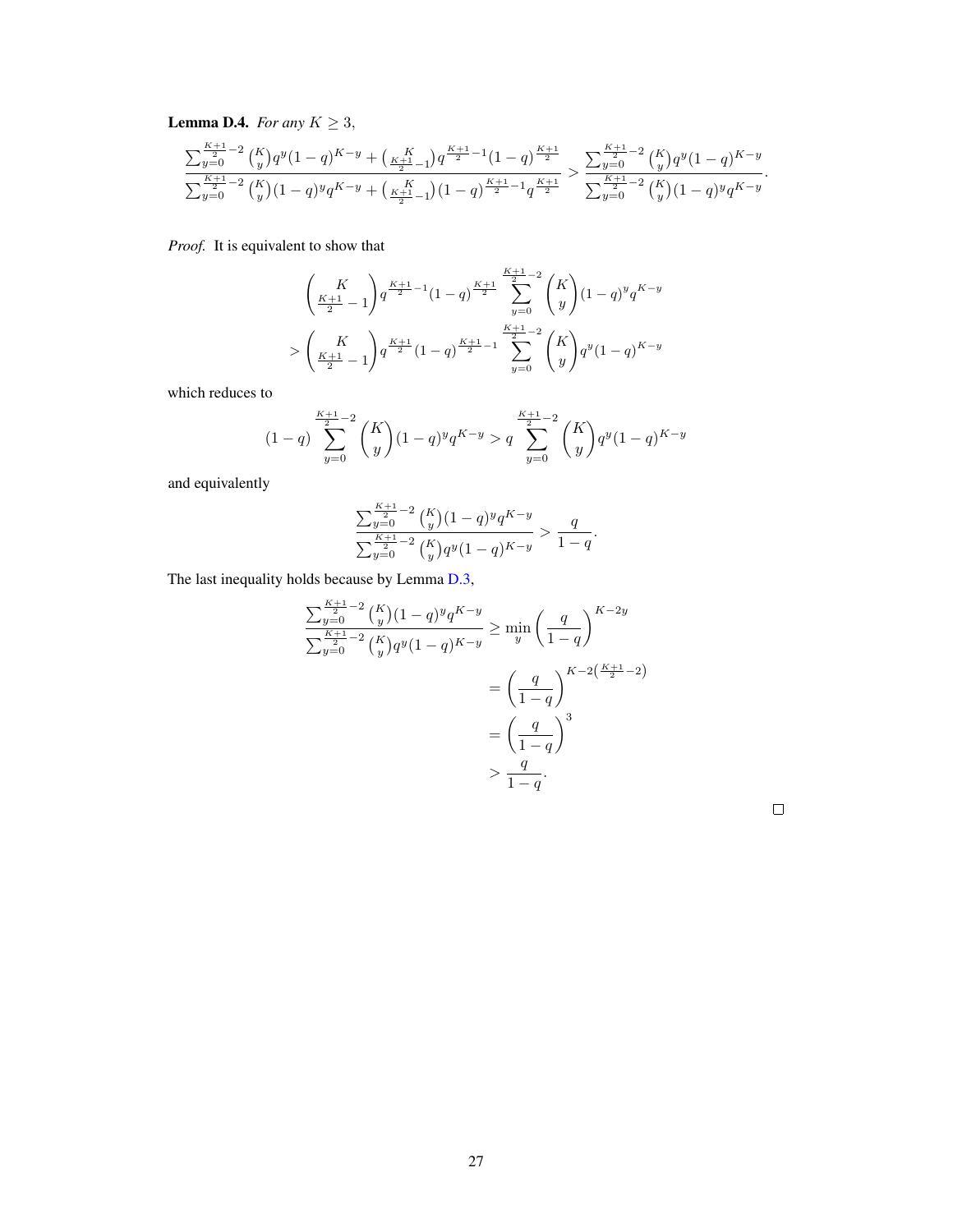**Lemma D.4.** *For any $K \geq 3$,*

$$\frac{\sum_{y=0}^{\frac{K+1}{2}-2} \binom{K}{y} q^y (1-q)^{K-y} + \binom{K}{\frac{K+1}{2}-1} q^{\frac{K+1}{2}-1}(1-q)^{\frac{K+1}{2}}}{\sum_{y=0}^{\frac{K+1}{2}-2} \binom{K}{y} (1-q)^y q^{K-y} + \binom{K}{\frac{K+1}{2}-1} (1-q)^{\frac{K+1}{2}-1} q^{\frac{K+1}{2}}} > \frac{\sum_{y=0}^{\frac{K+1}{2}-2} \binom{K}{y} q^y (1-q)^{K-y}}{\sum_{y=0}^{\frac{K+1}{2}-2} \binom{K}{y} (1-q)^y q^{K-y}}.$$

*Proof.* It is equivalent to show that

$$\begin{aligned}
&\binom{K}{\frac{K+1}{2}-1} q^{\frac{K+1}{2}-1}(1-q)^{\frac{K+1}{2}} \sum_{y=0}^{\frac{K+1}{2}-2} \binom{K}{y} (1-q)^y q^{K-y} \\
&> \binom{K}{\frac{K+1}{2}-1} q^{\frac{K+1}{2}}(1-q)^{\frac{K+1}{2}-1} \sum_{y=0}^{\frac{K+1}{2}-2} \binom{K}{y} q^y (1-q)^{K-y}
\end{aligned}$$

which reduces to

$$(1-q) \sum_{y=0}^{\frac{K+1}{2}-2} \binom{K}{y} (1-q)^y q^{K-y} > q \sum_{y=0}^{\frac{K+1}{2}-2} \binom{K}{y} q^y (1-q)^{K-y}$$

and equivalently

$$\frac{\sum_{y=0}^{\frac{K+1}{2}-2} \binom{K}{y} (1-q)^y q^{K-y}}{\sum_{y=0}^{\frac{K+1}{2}-2} \binom{K}{y} q^y (1-q)^{K-y}} > \frac{q}{1-q}.$$

The last inequality holds because by Lemma D.3,

$$\begin{aligned}
\frac{\sum_{y=0}^{\frac{K+1}{2}-2} \binom{K}{y} (1-q)^y q^{K-y}}{\sum_{y=0}^{\frac{K+1}{2}-2} \binom{K}{y} q^y (1-q)^{K-y}} &\geq \min_y \left(\frac{q}{1-q}\right)^{K-2y} \\
&= \left(\frac{q}{1-q}\right)^{K-2\left(\frac{K+1}{2}-2\right)} \\
&= \left(\frac{q}{1-q}\right)^{3} \\
&> \frac{q}{1-q}.
\end{aligned}$$

$\square$